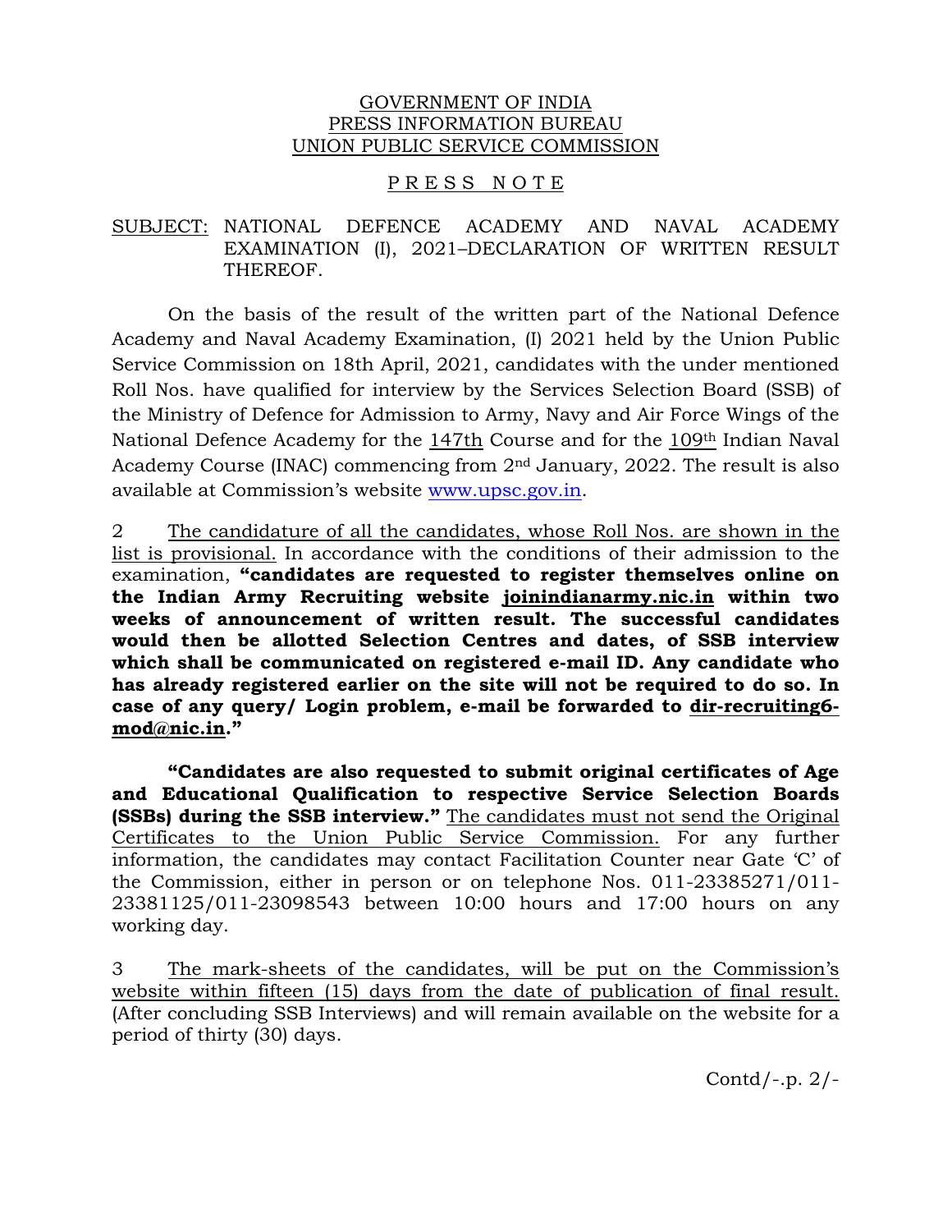GOVERNMENT OF INDIA
PRESS INFORMATION BUREAU
UNION PUBLIC SERVICE COMMISSION

# P R E S S N O T E

SUBJECT: NATIONAL DEFENCE ACADEMY AND NAVAL ACADEMY EXAMINATION (I), 2021–DECLARATION OF WRITTEN RESULT THEREOF.

On the basis of the result of the written part of the National Defence Academy and Naval Academy Examination, (I) 2021 held by the Union Public Service Commission on 18th April, 2021, candidates with the under mentioned Roll Nos. have qualified for interview by the Services Selection Board (SSB) of the Ministry of Defence for Admission to Army, Navy and Air Force Wings of the National Defence Academy for the 147th Course and for the 109th Indian Naval Academy Course (INAC) commencing from 2nd January, 2022. The result is also available at Commission's website www.upsc.gov.in.

2 The candidature of all the candidates, whose Roll Nos. are shown in the list is provisional. In accordance with the conditions of their admission to the examination, **"candidates are requested to register themselves online on the Indian Army Recruiting website joinindianarmy.nic.in within two weeks of announcement of written result. The successful candidates would then be allotted Selection Centres and dates, of SSB interview which shall be communicated on registered e-mail ID. Any candidate who has already registered earlier on the site will not be required to do so. In case of any query/ Login problem, e-mail be forwarded to dir-recruiting6-mod@nic.in."**

**"Candidates are also requested to submit original certificates of Age and Educational Qualification to respective Service Selection Boards (SSBs) during the SSB interview."** The candidates must not send the Original Certificates to the Union Public Service Commission. For any further information, the candidates may contact Facilitation Counter near Gate 'C' of the Commission, either in person or on telephone Nos. 011-23385271/011-23381125/011-23098543 between 10:00 hours and 17:00 hours on any working day.

3 The mark-sheets of the candidates, will be put on the Commission's website within fifteen (15) days from the date of publication of final result. (After concluding SSB Interviews) and will remain available on the website for a period of thirty (30) days.

Contd/-.p. 2/-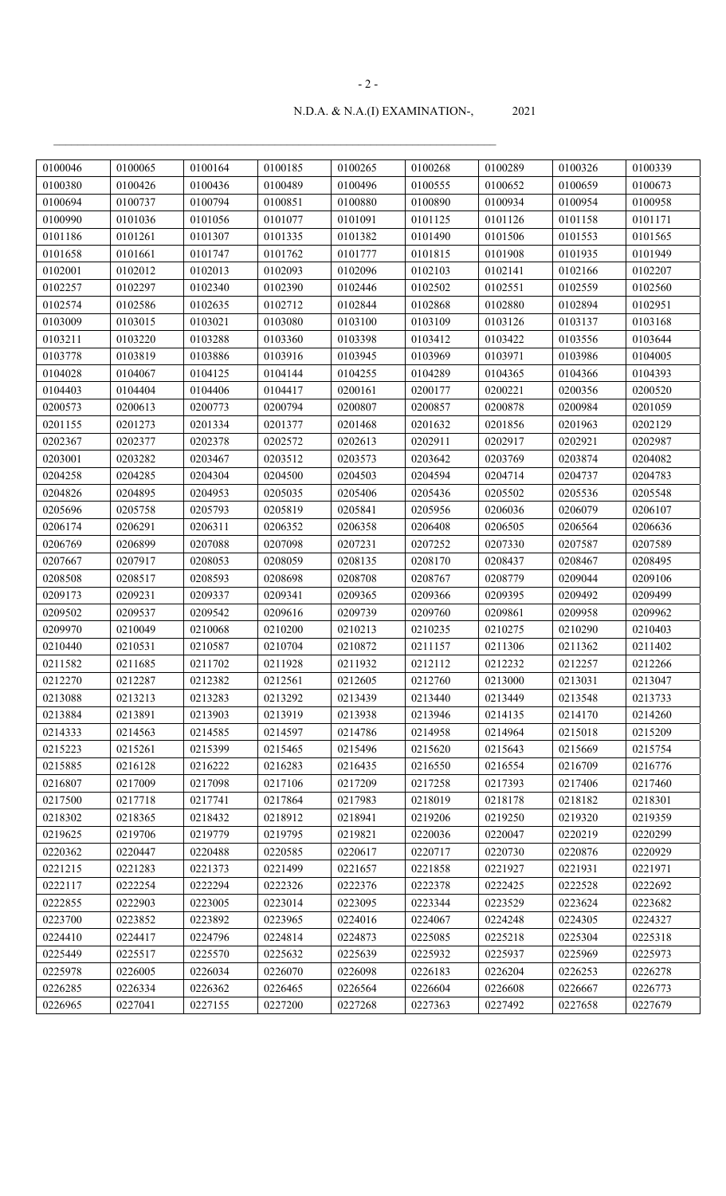| 0100046 | 0100065 | 0100164 | 0100185 | 0100265 | 0100268 | 0100289 | 0100326 | 0100339 |
|---|---|---|---|---|---|---|---|---|
| 0100380 | 0100426 | 0100436 | 0100489 | 0100496 | 0100555 | 0100652 | 0100659 | 0100673 |
| 0100694 | 0100737 | 0100794 | 0100851 | 0100880 | 0100890 | 0100934 | 0100954 | 0100958 |
| 0100990 | 0101036 | 0101056 | 0101077 | 0101091 | 0101125 | 0101126 | 0101158 | 0101171 |
| 0101186 | 0101261 | 0101307 | 0101335 | 0101382 | 0101490 | 0101506 | 0101553 | 0101565 |
| 0101658 | 0101661 | 0101747 | 0101762 | 0101777 | 0101815 | 0101908 | 0101935 | 0101949 |
| 0102001 | 0102012 | 0102013 | 0102093 | 0102096 | 0102103 | 0102141 | 0102166 | 0102207 |
| 0102257 | 0102297 | 0102340 | 0102390 | 0102446 | 0102502 | 0102551 | 0102559 | 0102560 |
| 0102574 | 0102586 | 0102635 | 0102712 | 0102844 | 0102868 | 0102880 | 0102894 | 0102951 |
| 0103009 | 0103015 | 0103021 | 0103080 | 0103100 | 0103109 | 0103126 | 0103137 | 0103168 |
| 0103211 | 0103220 | 0103288 | 0103360 | 0103398 | 0103412 | 0103422 | 0103556 | 0103644 |
| 0103778 | 0103819 | 0103886 | 0103916 | 0103945 | 0103969 | 0103971 | 0103986 | 0104005 |
| 0104028 | 0104067 | 0104125 | 0104144 | 0104255 | 0104289 | 0104365 | 0104366 | 0104393 |
| 0104403 | 0104404 | 0104406 | 0104417 | 0200161 | 0200177 | 0200221 | 0200356 | 0200520 |
| 0200573 | 0200613 | 0200773 | 0200794 | 0200807 | 0200857 | 0200878 | 0200984 | 0201059 |
| 0201155 | 0201273 | 0201334 | 0201377 | 0201468 | 0201632 | 0201856 | 0201963 | 0202129 |
| 0202367 | 0202377 | 0202378 | 0202572 | 0202613 | 0202911 | 0202917 | 0202921 | 0202987 |
| 0203001 | 0203282 | 0203467 | 0203512 | 0203573 | 0203642 | 0203769 | 0203874 | 0204082 |
| 0204258 | 0204285 | 0204304 | 0204500 | 0204503 | 0204594 | 0204714 | 0204737 | 0204783 |
| 0204826 | 0204895 | 0204953 | 0205035 | 0205406 | 0205436 | 0205502 | 0205536 | 0205548 |
| 0205696 | 0205758 | 0205793 | 0205819 | 0205841 | 0205956 | 0206036 | 0206079 | 0206107 |
| 0206174 | 0206291 | 0206311 | 0206352 | 0206358 | 0206408 | 0206505 | 0206564 | 0206636 |
| 0206769 | 0206899 | 0207088 | 0207098 | 0207231 | 0207252 | 0207330 | 0207587 | 0207589 |
| 0207667 | 0207917 | 0208053 | 0208059 | 0208135 | 0208170 | 0208437 | 0208467 | 0208495 |
| 0208508 | 0208517 | 0208593 | 0208698 | 0208708 | 0208767 | 0208779 | 0209044 | 0209106 |
| 0209173 | 0209231 | 0209337 | 0209341 | 0209365 | 0209366 | 0209395 | 0209492 | 0209499 |
| 0209502 | 0209537 | 0209542 | 0209616 | 0209739 | 0209760 | 0209861 | 0209958 | 0209962 |
| 0209970 | 0210049 | 0210068 | 0210200 | 0210213 | 0210235 | 0210275 | 0210290 | 0210403 |
| 0210440 | 0210531 | 0210587 | 0210704 | 0210872 | 0211157 | 0211306 | 0211362 | 0211402 |
| 0211582 | 0211685 | 0211702 | 0211928 | 0211932 | 0212112 | 0212232 | 0212257 | 0212266 |
| 0212270 | 0212287 | 0212382 | 0212561 | 0212605 | 0212760 | 0213000 | 0213031 | 0213047 |
| 0213088 | 0213213 | 0213283 | 0213292 | 0213439 | 0213440 | 0213449 | 0213548 | 0213733 |
| 0213884 | 0213891 | 0213903 | 0213919 | 0213938 | 0213946 | 0214135 | 0214170 | 0214260 |
| 0214333 | 0214563 | 0214585 | 0214597 | 0214786 | 0214958 | 0214964 | 0215018 | 0215209 |
| 0215223 | 0215261 | 0215399 | 0215465 | 0215496 | 0215620 | 0215643 | 0215669 | 0215754 |
| 0215885 | 0216128 | 0216222 | 0216283 | 0216435 | 0216550 | 0216554 | 0216709 | 0216776 |
| 0216807 | 0217009 | 0217098 | 0217106 | 0217209 | 0217258 | 0217393 | 0217406 | 0217460 |
| 0217500 | 0217718 | 0217741 | 0217864 | 0217983 | 0218019 | 0218178 | 0218182 | 0218301 |
| 0218302 | 0218365 | 0218432 | 0218912 | 0218941 | 0219206 | 0219250 | 0219320 | 0219359 |
| 0219625 | 0219706 | 0219779 | 0219795 | 0219821 | 0220036 | 0220047 | 0220219 | 0220299 |
| 0220362 | 0220447 | 0220488 | 0220585 | 0220617 | 0220717 | 0220730 | 0220876 | 0220929 |
| 0221215 | 0221283 | 0221373 | 0221499 | 0221657 | 0221858 | 0221927 | 0221931 | 0221971 |
| 0222117 | 0222254 | 0222294 | 0222326 | 0222376 | 0222378 | 0222425 | 0222528 | 0222692 |
| 0222855 | 0222903 | 0223005 | 0223014 | 0223095 | 0223344 | 0223529 | 0223624 | 0223682 |
| 0223700 | 0223852 | 0223892 | 0223965 | 0224016 | 0224067 | 0224248 | 0224305 | 0224327 |
| 0224410 | 0224417 | 0224796 | 0224814 | 0224873 | 0225085 | 0225218 | 0225304 | 0225318 |
| 0225449 | 0225517 | 0225570 | 0225632 | 0225639 | 0225932 | 0225937 | 0225969 | 0225973 |
| 0225978 | 0226005 | 0226034 | 0226070 | 0226098 | 0226183 | 0226204 | 0226253 | 0226278 |
| 0226285 | 0226334 | 0226362 | 0226465 | 0226564 | 0226604 | 0226608 | 0226667 | 0226773 |
| 0226965 | 0227041 | 0227155 | 0227200 | 0227268 | 0227363 | 0227492 | 0227658 | 0227679 |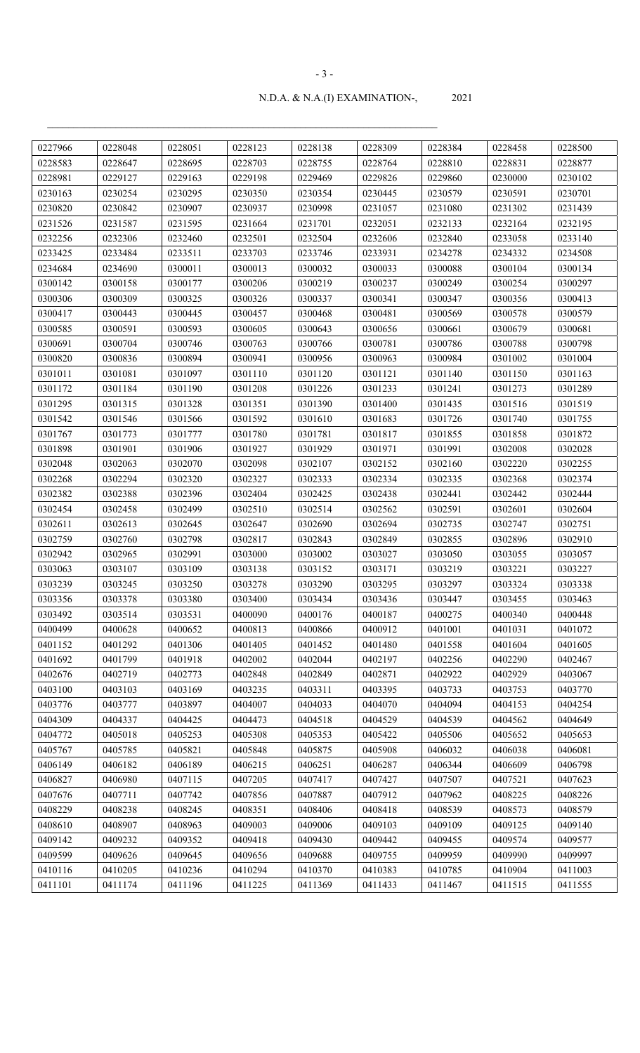N.D.A. & N.A.(I) EXAMINATION-, 2021

| | | | | | | | | |
|---|---|---|---|---|---|---|---|---|
| 0227966 | 0228048 | 0228051 | 0228123 | 0228138 | 0228309 | 0228384 | 0228458 | 0228500 |
| 0228583 | 0228647 | 0228695 | 0228703 | 0228755 | 0228764 | 0228810 | 0228831 | 0228877 |
| 0228981 | 0229127 | 0229163 | 0229198 | 0229469 | 0229826 | 0229860 | 0230000 | 0230102 |
| 0230163 | 0230254 | 0230295 | 0230350 | 0230354 | 0230445 | 0230579 | 0230591 | 0230701 |
| 0230820 | 0230842 | 0230907 | 0230937 | 0230998 | 0231057 | 0231080 | 0231302 | 0231439 |
| 0231526 | 0231587 | 0231595 | 0231664 | 0231701 | 0232051 | 0232133 | 0232164 | 0232195 |
| 0232256 | 0232306 | 0232460 | 0232501 | 0232504 | 0232606 | 0232840 | 0233058 | 0233140 |
| 0233425 | 0233484 | 0233511 | 0233703 | 0233746 | 0233931 | 0234278 | 0234332 | 0234508 |
| 0234684 | 0234690 | 0300011 | 0300013 | 0300032 | 0300033 | 0300088 | 0300104 | 0300134 |
| 0300142 | 0300158 | 0300177 | 0300206 | 0300219 | 0300237 | 0300249 | 0300254 | 0300297 |
| 0300306 | 0300309 | 0300325 | 0300326 | 0300337 | 0300341 | 0300347 | 0300356 | 0300413 |
| 0300417 | 0300443 | 0300445 | 0300457 | 0300468 | 0300481 | 0300569 | 0300578 | 0300579 |
| 0300585 | 0300591 | 0300593 | 0300605 | 0300643 | 0300656 | 0300661 | 0300679 | 0300681 |
| 0300691 | 0300704 | 0300746 | 0300763 | 0300766 | 0300781 | 0300786 | 0300788 | 0300798 |
| 0300820 | 0300836 | 0300894 | 0300941 | 0300956 | 0300963 | 0300984 | 0301002 | 0301004 |
| 0301011 | 0301081 | 0301097 | 0301110 | 0301120 | 0301121 | 0301140 | 0301150 | 0301163 |
| 0301172 | 0301184 | 0301190 | 0301208 | 0301226 | 0301233 | 0301241 | 0301273 | 0301289 |
| 0301295 | 0301315 | 0301328 | 0301351 | 0301390 | 0301400 | 0301435 | 0301516 | 0301519 |
| 0301542 | 0301546 | 0301566 | 0301592 | 0301610 | 0301683 | 0301726 | 0301740 | 0301755 |
| 0301767 | 0301773 | 0301777 | 0301780 | 0301781 | 0301817 | 0301855 | 0301858 | 0301872 |
| 0301898 | 0301901 | 0301906 | 0301927 | 0301929 | 0301971 | 0301991 | 0302008 | 0302028 |
| 0302048 | 0302063 | 0302070 | 0302098 | 0302107 | 0302152 | 0302160 | 0302220 | 0302255 |
| 0302268 | 0302294 | 0302320 | 0302327 | 0302333 | 0302334 | 0302335 | 0302368 | 0302374 |
| 0302382 | 0302388 | 0302396 | 0302404 | 0302425 | 0302438 | 0302441 | 0302442 | 0302444 |
| 0302454 | 0302458 | 0302499 | 0302510 | 0302514 | 0302562 | 0302591 | 0302601 | 0302604 |
| 0302611 | 0302613 | 0302645 | 0302647 | 0302690 | 0302694 | 0302735 | 0302747 | 0302751 |
| 0302759 | 0302760 | 0302798 | 0302817 | 0302843 | 0302849 | 0302855 | 0302896 | 0302910 |
| 0302942 | 0302965 | 0302991 | 0303000 | 0303002 | 0303027 | 0303050 | 0303055 | 0303057 |
| 0303063 | 0303107 | 0303109 | 0303138 | 0303152 | 0303171 | 0303219 | 0303221 | 0303227 |
| 0303239 | 0303245 | 0303250 | 0303278 | 0303290 | 0303295 | 0303297 | 0303324 | 0303338 |
| 0303356 | 0303378 | 0303380 | 0303400 | 0303434 | 0303436 | 0303447 | 0303455 | 0303463 |
| 0303492 | 0303514 | 0303531 | 0400090 | 0400176 | 0400187 | 0400275 | 0400340 | 0400448 |
| 0400499 | 0400628 | 0400652 | 0400813 | 0400866 | 0400912 | 0401001 | 0401031 | 0401072 |
| 0401152 | 0401292 | 0401306 | 0401405 | 0401452 | 0401480 | 0401558 | 0401604 | 0401605 |
| 0401692 | 0401799 | 0401918 | 0402002 | 0402044 | 0402197 | 0402256 | 0402290 | 0402467 |
| 0402676 | 0402719 | 0402773 | 0402848 | 0402849 | 0402871 | 0402922 | 0402929 | 0403067 |
| 0403100 | 0403103 | 0403169 | 0403235 | 0403311 | 0403395 | 0403733 | 0403753 | 0403770 |
| 0403776 | 0403777 | 0403897 | 0404007 | 0404033 | 0404070 | 0404094 | 0404153 | 0404254 |
| 0404309 | 0404337 | 0404425 | 0404473 | 0404518 | 0404529 | 0404539 | 0404562 | 0404649 |
| 0404772 | 0405018 | 0405253 | 0405308 | 0405353 | 0405422 | 0405506 | 0405652 | 0405653 |
| 0405767 | 0405785 | 0405821 | 0405848 | 0405875 | 0405908 | 0406032 | 0406038 | 0406081 |
| 0406149 | 0406182 | 0406189 | 0406215 | 0406251 | 0406287 | 0406344 | 0406609 | 0406798 |
| 0406827 | 0406980 | 0407115 | 0407205 | 0407417 | 0407427 | 0407507 | 0407521 | 0407623 |
| 0407676 | 0407711 | 0407742 | 0407856 | 0407887 | 0407912 | 0407962 | 0408225 | 0408226 |
| 0408229 | 0408238 | 0408245 | 0408351 | 0408406 | 0408418 | 0408539 | 0408573 | 0408579 |
| 0408610 | 0408907 | 0408963 | 0409003 | 0409006 | 0409103 | 0409109 | 0409125 | 0409140 |
| 0409142 | 0409232 | 0409352 | 0409418 | 0409430 | 0409442 | 0409455 | 0409574 | 0409577 |
| 0409599 | 0409626 | 0409645 | 0409656 | 0409688 | 0409755 | 0409959 | 0409990 | 0409997 |
| 0410116 | 0410205 | 0410236 | 0410294 | 0410370 | 0410383 | 0410785 | 0410904 | 0411003 |
| 0411101 | 0411174 | 0411196 | 0411225 | 0411369 | 0411433 | 0411467 | 0411515 | 0411555 |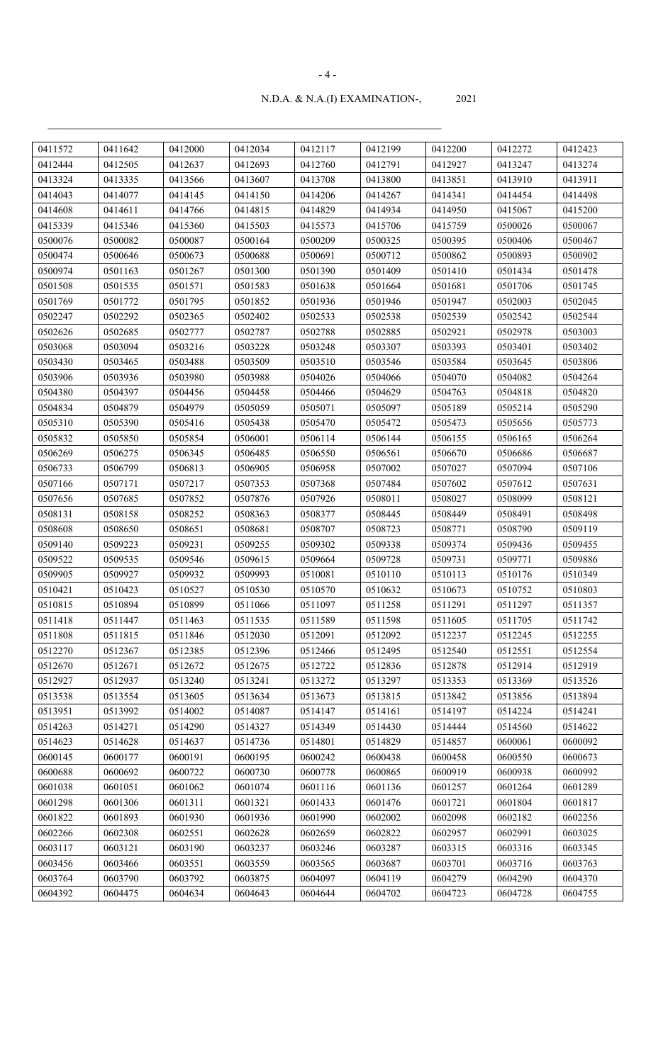N.D.A. & N.A.(I) EXAMINATION-, 2021

| | | | | | | | | |
|---|---|---|---|---|---|---|---|---|
| 0411572 | 0411642 | 0412000 | 0412034 | 0412117 | 0412199 | 0412200 | 0412272 | 0412423 |
| 0412444 | 0412505 | 0412637 | 0412693 | 0412760 | 0412791 | 0412927 | 0413247 | 0413274 |
| 0413324 | 0413335 | 0413566 | 0413607 | 0413708 | 0413800 | 0413851 | 0413910 | 0413911 |
| 0414043 | 0414077 | 0414145 | 0414150 | 0414206 | 0414267 | 0414341 | 0414454 | 0414498 |
| 0414608 | 0414611 | 0414766 | 0414815 | 0414829 | 0414934 | 0414950 | 0415067 | 0415200 |
| 0415339 | 0415346 | 0415360 | 0415503 | 0415573 | 0415706 | 0415759 | 0500026 | 0500067 |
| 0500076 | 0500082 | 0500087 | 0500164 | 0500209 | 0500325 | 0500395 | 0500406 | 0500467 |
| 0500474 | 0500646 | 0500673 | 0500688 | 0500691 | 0500712 | 0500862 | 0500893 | 0500902 |
| 0500974 | 0501163 | 0501267 | 0501300 | 0501390 | 0501409 | 0501410 | 0501434 | 0501478 |
| 0501508 | 0501535 | 0501571 | 0501583 | 0501638 | 0501664 | 0501681 | 0501706 | 0501745 |
| 0501769 | 0501772 | 0501795 | 0501852 | 0501936 | 0501946 | 0501947 | 0502003 | 0502045 |
| 0502247 | 0502292 | 0502365 | 0502402 | 0502533 | 0502538 | 0502539 | 0502542 | 0502544 |
| 0502626 | 0502685 | 0502777 | 0502787 | 0502788 | 0502885 | 0502921 | 0502978 | 0503003 |
| 0503068 | 0503094 | 0503216 | 0503228 | 0503248 | 0503307 | 0503393 | 0503401 | 0503402 |
| 0503430 | 0503465 | 0503488 | 0503509 | 0503510 | 0503546 | 0503584 | 0503645 | 0503806 |
| 0503906 | 0503936 | 0503980 | 0503988 | 0504026 | 0504066 | 0504070 | 0504082 | 0504264 |
| 0504380 | 0504397 | 0504456 | 0504458 | 0504466 | 0504629 | 0504763 | 0504818 | 0504820 |
| 0504834 | 0504879 | 0504979 | 0505059 | 0505071 | 0505097 | 0505189 | 0505214 | 0505290 |
| 0505310 | 0505390 | 0505416 | 0505438 | 0505470 | 0505472 | 0505473 | 0505656 | 0505773 |
| 0505832 | 0505850 | 0505854 | 0506001 | 0506114 | 0506144 | 0506155 | 0506165 | 0506264 |
| 0506269 | 0506275 | 0506345 | 0506485 | 0506550 | 0506561 | 0506670 | 0506686 | 0506687 |
| 0506733 | 0506799 | 0506813 | 0506905 | 0506958 | 0507002 | 0507027 | 0507094 | 0507106 |
| 0507166 | 0507171 | 0507217 | 0507353 | 0507368 | 0507484 | 0507602 | 0507612 | 0507631 |
| 0507656 | 0507685 | 0507852 | 0507876 | 0507926 | 0508011 | 0508027 | 0508099 | 0508121 |
| 0508131 | 0508158 | 0508252 | 0508363 | 0508377 | 0508445 | 0508449 | 0508491 | 0508498 |
| 0508608 | 0508650 | 0508651 | 0508681 | 0508707 | 0508723 | 0508771 | 0508790 | 0509119 |
| 0509140 | 0509223 | 0509231 | 0509255 | 0509302 | 0509338 | 0509374 | 0509436 | 0509455 |
| 0509522 | 0509535 | 0509546 | 0509615 | 0509664 | 0509728 | 0509731 | 0509771 | 0509886 |
| 0509905 | 0509927 | 0509932 | 0509993 | 0510081 | 0510110 | 0510113 | 0510176 | 0510349 |
| 0510421 | 0510423 | 0510527 | 0510530 | 0510570 | 0510632 | 0510673 | 0510752 | 0510803 |
| 0510815 | 0510894 | 0510899 | 0511066 | 0511097 | 0511258 | 0511291 | 0511297 | 0511357 |
| 0511418 | 0511447 | 0511463 | 0511535 | 0511589 | 0511598 | 0511605 | 0511705 | 0511742 |
| 0511808 | 0511815 | 0511846 | 0512030 | 0512091 | 0512092 | 0512237 | 0512245 | 0512255 |
| 0512270 | 0512367 | 0512385 | 0512396 | 0512466 | 0512495 | 0512540 | 0512551 | 0512554 |
| 0512670 | 0512671 | 0512672 | 0512675 | 0512722 | 0512836 | 0512878 | 0512914 | 0512919 |
| 0512927 | 0512937 | 0513240 | 0513241 | 0513272 | 0513297 | 0513353 | 0513369 | 0513526 |
| 0513538 | 0513554 | 0513605 | 0513634 | 0513673 | 0513815 | 0513842 | 0513856 | 0513894 |
| 0513951 | 0513992 | 0514002 | 0514087 | 0514147 | 0514161 | 0514197 | 0514224 | 0514241 |
| 0514263 | 0514271 | 0514290 | 0514327 | 0514349 | 0514430 | 0514444 | 0514560 | 0514622 |
| 0514623 | 0514628 | 0514637 | 0514736 | 0514801 | 0514829 | 0514857 | 0600061 | 0600092 |
| 0600145 | 0600177 | 0600191 | 0600195 | 0600242 | 0600438 | 0600458 | 0600550 | 0600673 |
| 0600688 | 0600692 | 0600722 | 0600730 | 0600778 | 0600865 | 0600919 | 0600938 | 0600992 |
| 0601038 | 0601051 | 0601062 | 0601074 | 0601116 | 0601136 | 0601257 | 0601264 | 0601289 |
| 0601298 | 0601306 | 0601311 | 0601321 | 0601433 | 0601476 | 0601721 | 0601804 | 0601817 |
| 0601822 | 0601893 | 0601930 | 0601936 | 0601990 | 0602002 | 0602098 | 0602182 | 0602256 |
| 0602266 | 0602308 | 0602551 | 0602628 | 0602659 | 0602822 | 0602957 | 0602991 | 0603025 |
| 0603117 | 0603121 | 0603190 | 0603237 | 0603246 | 0603287 | 0603315 | 0603316 | 0603345 |
| 0603456 | 0603466 | 0603551 | 0603559 | 0603565 | 0603687 | 0603701 | 0603716 | 0603763 |
| 0603764 | 0603790 | 0603792 | 0603875 | 0604097 | 0604119 | 0604279 | 0604290 | 0604370 |
| 0604392 | 0604475 | 0604634 | 0604643 | 0604644 | 0604702 | 0604723 | 0604728 | 0604755 |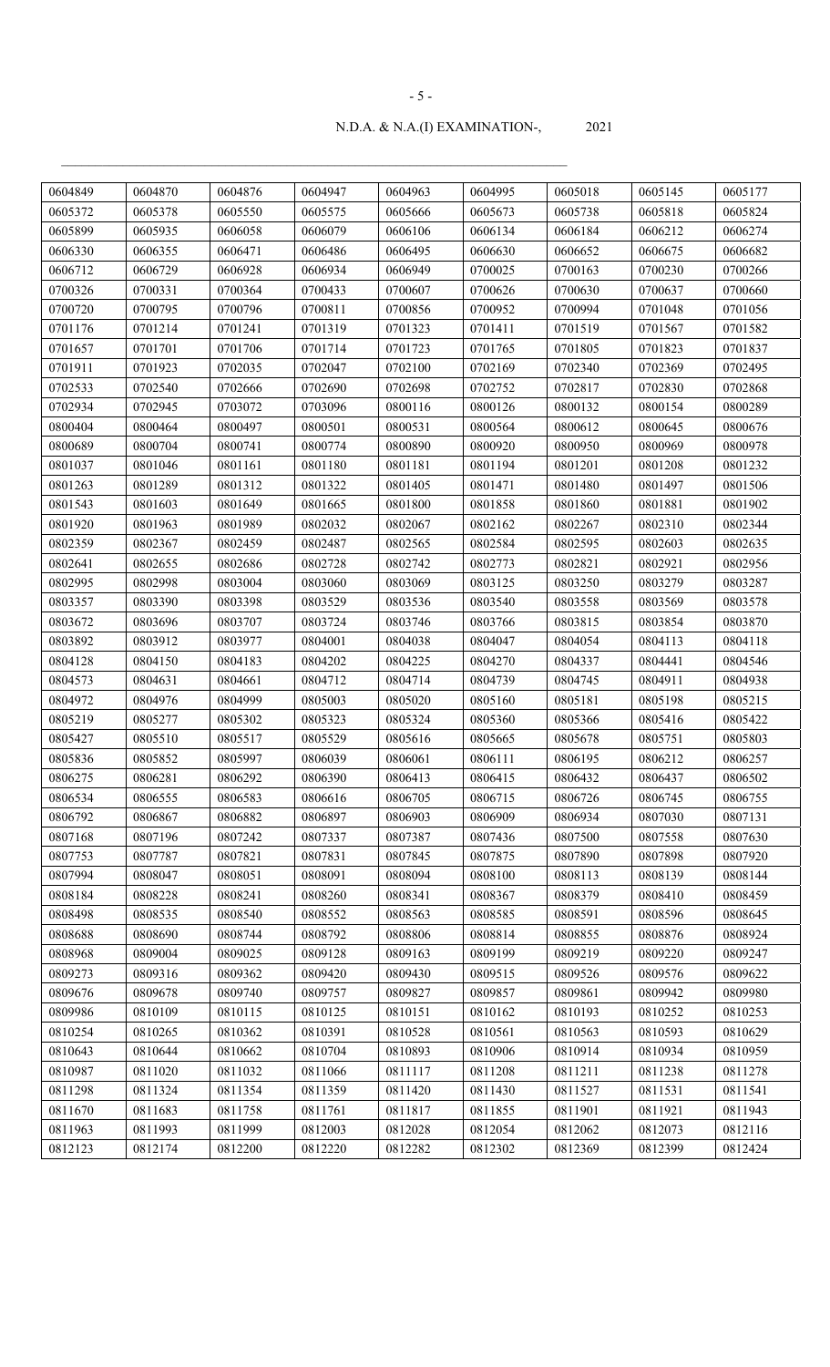| 0604849 | 0604870 | 0604876 | 0604947 | 0604963 | 0604995 | 0605018 | 0605145 | 0605177 |
|---|---|---|---|---|---|---|---|---|
| 0605372 | 0605378 | 0605550 | 0605575 | 0605666 | 0605673 | 0605738 | 0605818 | 0605824 |
| 0605899 | 0605935 | 0606058 | 0606079 | 0606106 | 0606134 | 0606184 | 0606212 | 0606274 |
| 0606330 | 0606355 | 0606471 | 0606486 | 0606495 | 0606630 | 0606652 | 0606675 | 0606682 |
| 0606712 | 0606729 | 0606928 | 0606934 | 0606949 | 0700025 | 0700163 | 0700230 | 0700266 |
| 0700326 | 0700331 | 0700364 | 0700433 | 0700607 | 0700626 | 0700630 | 0700637 | 0700660 |
| 0700720 | 0700795 | 0700796 | 0700811 | 0700856 | 0700952 | 0700994 | 0701048 | 0701056 |
| 0701176 | 0701214 | 0701241 | 0701319 | 0701323 | 0701411 | 0701519 | 0701567 | 0701582 |
| 0701657 | 0701701 | 0701706 | 0701714 | 0701723 | 0701765 | 0701805 | 0701823 | 0701837 |
| 0701911 | 0701923 | 0702035 | 0702047 | 0702100 | 0702169 | 0702340 | 0702369 | 0702495 |
| 0702533 | 0702540 | 0702666 | 0702690 | 0702698 | 0702752 | 0702817 | 0702830 | 0702868 |
| 0702934 | 0702945 | 0703072 | 0703096 | 0800116 | 0800126 | 0800132 | 0800154 | 0800289 |
| 0800404 | 0800464 | 0800497 | 0800501 | 0800531 | 0800564 | 0800612 | 0800645 | 0800676 |
| 0800689 | 0800704 | 0800741 | 0800774 | 0800890 | 0800920 | 0800950 | 0800969 | 0800978 |
| 0801037 | 0801046 | 0801161 | 0801180 | 0801181 | 0801194 | 0801201 | 0801208 | 0801232 |
| 0801263 | 0801289 | 0801312 | 0801322 | 0801405 | 0801471 | 0801480 | 0801497 | 0801506 |
| 0801543 | 0801603 | 0801649 | 0801665 | 0801800 | 0801858 | 0801860 | 0801881 | 0801902 |
| 0801920 | 0801963 | 0801989 | 0802032 | 0802067 | 0802162 | 0802267 | 0802310 | 0802344 |
| 0802359 | 0802367 | 0802459 | 0802487 | 0802565 | 0802584 | 0802595 | 0802603 | 0802635 |
| 0802641 | 0802655 | 0802686 | 0802728 | 0802742 | 0802773 | 0802821 | 0802921 | 0802956 |
| 0802995 | 0802998 | 0803004 | 0803060 | 0803069 | 0803125 | 0803250 | 0803279 | 0803287 |
| 0803357 | 0803390 | 0803398 | 0803529 | 0803536 | 0803540 | 0803558 | 0803569 | 0803578 |
| 0803672 | 0803696 | 0803707 | 0803724 | 0803746 | 0803766 | 0803815 | 0803854 | 0803870 |
| 0803892 | 0803912 | 0803977 | 0804001 | 0804038 | 0804047 | 0804054 | 0804113 | 0804118 |
| 0804128 | 0804150 | 0804183 | 0804202 | 0804225 | 0804270 | 0804337 | 0804441 | 0804546 |
| 0804573 | 0804631 | 0804661 | 0804712 | 0804714 | 0804739 | 0804745 | 0804911 | 0804938 |
| 0804972 | 0804976 | 0804999 | 0805003 | 0805020 | 0805160 | 0805181 | 0805198 | 0805215 |
| 0805219 | 0805277 | 0805302 | 0805323 | 0805324 | 0805360 | 0805366 | 0805416 | 0805422 |
| 0805427 | 0805510 | 0805517 | 0805529 | 0805616 | 0805665 | 0805678 | 0805751 | 0805803 |
| 0805836 | 0805852 | 0805997 | 0806039 | 0806061 | 0806111 | 0806195 | 0806212 | 0806257 |
| 0806275 | 0806281 | 0806292 | 0806390 | 0806413 | 0806415 | 0806432 | 0806437 | 0806502 |
| 0806534 | 0806555 | 0806583 | 0806616 | 0806705 | 0806715 | 0806726 | 0806745 | 0806755 |
| 0806792 | 0806867 | 0806882 | 0806897 | 0806903 | 0806909 | 0806934 | 0807030 | 0807131 |
| 0807168 | 0807196 | 0807242 | 0807337 | 0807387 | 0807436 | 0807500 | 0807558 | 0807630 |
| 0807753 | 0807787 | 0807821 | 0807831 | 0807845 | 0807875 | 0807890 | 0807898 | 0807920 |
| 0807994 | 0808047 | 0808051 | 0808091 | 0808094 | 0808100 | 0808113 | 0808139 | 0808144 |
| 0808184 | 0808228 | 0808241 | 0808260 | 0808341 | 0808367 | 0808379 | 0808410 | 0808459 |
| 0808498 | 0808535 | 0808540 | 0808552 | 0808563 | 0808585 | 0808591 | 0808596 | 0808645 |
| 0808688 | 0808690 | 0808744 | 0808792 | 0808806 | 0808814 | 0808855 | 0808876 | 0808924 |
| 0808968 | 0809004 | 0809025 | 0809128 | 0809163 | 0809199 | 0809219 | 0809220 | 0809247 |
| 0809273 | 0809316 | 0809362 | 0809420 | 0809430 | 0809515 | 0809526 | 0809576 | 0809622 |
| 0809676 | 0809678 | 0809740 | 0809757 | 0809827 | 0809857 | 0809861 | 0809942 | 0809980 |
| 0809986 | 0810109 | 0810115 | 0810125 | 0810151 | 0810162 | 0810193 | 0810252 | 0810253 |
| 0810254 | 0810265 | 0810362 | 0810391 | 0810528 | 0810561 | 0810563 | 0810593 | 0810629 |
| 0810643 | 0810644 | 0810662 | 0810704 | 0810893 | 0810906 | 0810914 | 0810934 | 0810959 |
| 0810987 | 0811020 | 0811032 | 0811066 | 0811117 | 0811208 | 0811211 | 0811238 | 0811278 |
| 0811298 | 0811324 | 0811354 | 0811359 | 0811420 | 0811430 | 0811527 | 0811531 | 0811541 |
| 0811670 | 0811683 | 0811758 | 0811761 | 0811817 | 0811855 | 0811901 | 0811921 | 0811943 |
| 0811963 | 0811993 | 0811999 | 0812003 | 0812028 | 0812054 | 0812062 | 0812073 | 0812116 |
| 0812123 | 0812174 | 0812200 | 0812220 | 0812282 | 0812302 | 0812369 | 0812399 | 0812424 |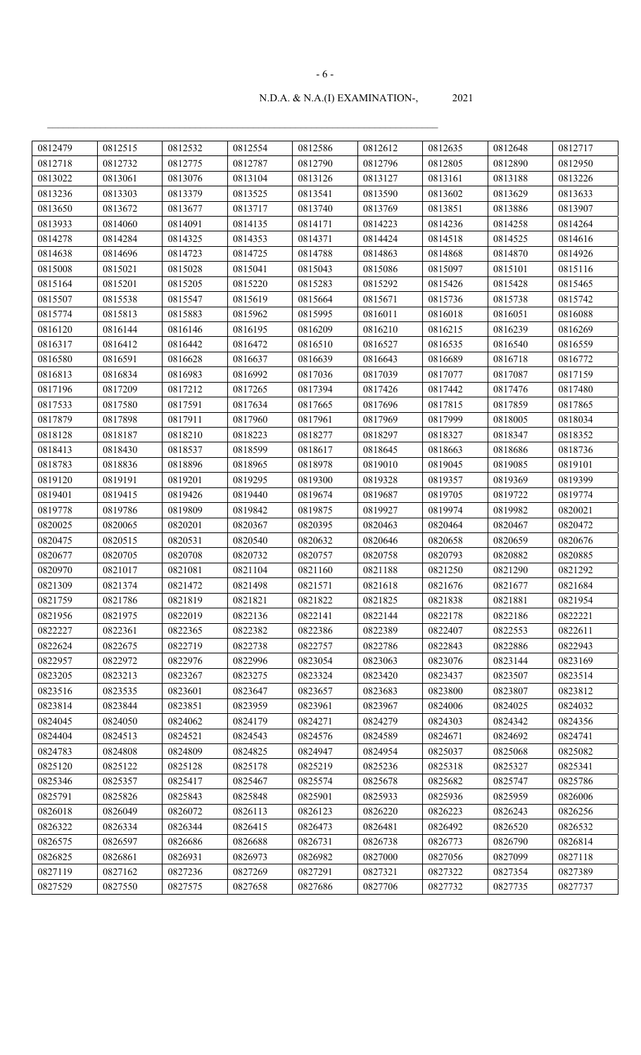| 0812479 | 0812515 | 0812532 | 0812554 | 0812586 | 0812612 | 0812635 | 0812648 | 0812717 |
|---|---|---|---|---|---|---|---|---|
| 0812718 | 0812732 | 0812775 | 0812787 | 0812790 | 0812796 | 0812805 | 0812890 | 0812950 |
| 0813022 | 0813061 | 0813076 | 0813104 | 0813126 | 0813127 | 0813161 | 0813188 | 0813226 |
| 0813236 | 0813303 | 0813379 | 0813525 | 0813541 | 0813590 | 0813602 | 0813629 | 0813633 |
| 0813650 | 0813672 | 0813677 | 0813717 | 0813740 | 0813769 | 0813851 | 0813886 | 0813907 |
| 0813933 | 0814060 | 0814091 | 0814135 | 0814171 | 0814223 | 0814236 | 0814258 | 0814264 |
| 0814278 | 0814284 | 0814325 | 0814353 | 0814371 | 0814424 | 0814518 | 0814525 | 0814616 |
| 0814638 | 0814696 | 0814723 | 0814725 | 0814788 | 0814863 | 0814868 | 0814870 | 0814926 |
| 0815008 | 0815021 | 0815028 | 0815041 | 0815043 | 0815086 | 0815097 | 0815101 | 0815116 |
| 0815164 | 0815201 | 0815205 | 0815220 | 0815283 | 0815292 | 0815426 | 0815428 | 0815465 |
| 0815507 | 0815538 | 0815547 | 0815619 | 0815664 | 0815671 | 0815736 | 0815738 | 0815742 |
| 0815774 | 0815813 | 0815883 | 0815962 | 0815995 | 0816011 | 0816018 | 0816051 | 0816088 |
| 0816120 | 0816144 | 0816146 | 0816195 | 0816209 | 0816210 | 0816215 | 0816239 | 0816269 |
| 0816317 | 0816412 | 0816442 | 0816472 | 0816510 | 0816527 | 0816535 | 0816540 | 0816559 |
| 0816580 | 0816591 | 0816628 | 0816637 | 0816639 | 0816643 | 0816689 | 0816718 | 0816772 |
| 0816813 | 0816834 | 0816983 | 0816992 | 0817036 | 0817039 | 0817077 | 0817087 | 0817159 |
| 0817196 | 0817209 | 0817212 | 0817265 | 0817394 | 0817426 | 0817442 | 0817476 | 0817480 |
| 0817533 | 0817580 | 0817591 | 0817634 | 0817665 | 0817696 | 0817815 | 0817859 | 0817865 |
| 0817879 | 0817898 | 0817911 | 0817960 | 0817961 | 0817969 | 0817999 | 0818005 | 0818034 |
| 0818128 | 0818187 | 0818210 | 0818223 | 0818277 | 0818297 | 0818327 | 0818347 | 0818352 |
| 0818413 | 0818430 | 0818537 | 0818599 | 0818617 | 0818645 | 0818663 | 0818686 | 0818736 |
| 0818783 | 0818836 | 0818896 | 0818965 | 0818978 | 0819010 | 0819045 | 0819085 | 0819101 |
| 0819120 | 0819191 | 0819201 | 0819295 | 0819300 | 0819328 | 0819357 | 0819369 | 0819399 |
| 0819401 | 0819415 | 0819426 | 0819440 | 0819674 | 0819687 | 0819705 | 0819722 | 0819774 |
| 0819778 | 0819786 | 0819809 | 0819842 | 0819875 | 0819927 | 0819974 | 0819982 | 0820021 |
| 0820025 | 0820065 | 0820201 | 0820367 | 0820395 | 0820463 | 0820464 | 0820467 | 0820472 |
| 0820475 | 0820515 | 0820531 | 0820540 | 0820632 | 0820646 | 0820658 | 0820659 | 0820676 |
| 0820677 | 0820705 | 0820708 | 0820732 | 0820757 | 0820758 | 0820793 | 0820882 | 0820885 |
| 0820970 | 0821017 | 0821081 | 0821104 | 0821160 | 0821188 | 0821250 | 0821290 | 0821292 |
| 0821309 | 0821374 | 0821472 | 0821498 | 0821571 | 0821618 | 0821676 | 0821677 | 0821684 |
| 0821759 | 0821786 | 0821819 | 0821821 | 0821822 | 0821825 | 0821838 | 0821881 | 0821954 |
| 0821956 | 0821975 | 0822019 | 0822136 | 0822141 | 0822144 | 0822178 | 0822186 | 0822221 |
| 0822227 | 0822361 | 0822365 | 0822382 | 0822386 | 0822389 | 0822407 | 0822553 | 0822611 |
| 0822624 | 0822675 | 0822719 | 0822738 | 0822757 | 0822786 | 0822843 | 0822886 | 0822943 |
| 0822957 | 0822972 | 0822976 | 0822996 | 0823054 | 0823063 | 0823076 | 0823144 | 0823169 |
| 0823205 | 0823213 | 0823267 | 0823275 | 0823324 | 0823420 | 0823437 | 0823507 | 0823514 |
| 0823516 | 0823535 | 0823601 | 0823647 | 0823657 | 0823683 | 0823800 | 0823807 | 0823812 |
| 0823814 | 0823844 | 0823851 | 0823959 | 0823961 | 0823967 | 0824006 | 0824025 | 0824032 |
| 0824045 | 0824050 | 0824062 | 0824179 | 0824271 | 0824279 | 0824303 | 0824342 | 0824356 |
| 0824404 | 0824513 | 0824521 | 0824543 | 0824576 | 0824589 | 0824671 | 0824692 | 0824741 |
| 0824783 | 0824808 | 0824809 | 0824825 | 0824947 | 0824954 | 0825037 | 0825068 | 0825082 |
| 0825120 | 0825122 | 0825128 | 0825178 | 0825219 | 0825236 | 0825318 | 0825327 | 0825341 |
| 0825346 | 0825357 | 0825417 | 0825467 | 0825574 | 0825678 | 0825682 | 0825747 | 0825786 |
| 0825791 | 0825826 | 0825843 | 0825848 | 0825901 | 0825933 | 0825936 | 0825959 | 0826006 |
| 0826018 | 0826049 | 0826072 | 0826113 | 0826123 | 0826220 | 0826223 | 0826243 | 0826256 |
| 0826322 | 0826334 | 0826344 | 0826415 | 0826473 | 0826481 | 0826492 | 0826520 | 0826532 |
| 0826575 | 0826597 | 0826686 | 0826688 | 0826731 | 0826738 | 0826773 | 0826790 | 0826814 |
| 0826825 | 0826861 | 0826931 | 0826973 | 0826982 | 0827000 | 0827056 | 0827099 | 0827118 |
| 0827119 | 0827162 | 0827236 | 0827269 | 0827291 | 0827321 | 0827322 | 0827354 | 0827389 |
| 0827529 | 0827550 | 0827575 | 0827658 | 0827686 | 0827706 | 0827732 | 0827735 | 0827737 |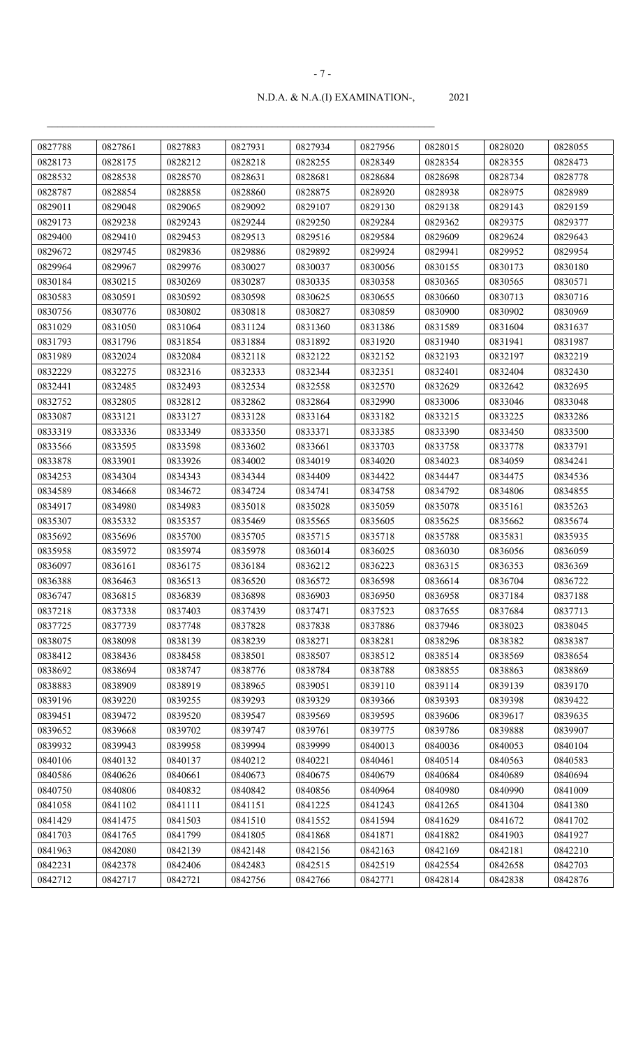| 0827788 | 0827861 | 0827883 | 0827931 | 0827934 | 0827956 | 0828015 | 0828020 | 0828055 |
|---|---|---|---|---|---|---|---|---|
| 0828173 | 0828175 | 0828212 | 0828218 | 0828255 | 0828349 | 0828354 | 0828355 | 0828473 |
| 0828532 | 0828538 | 0828570 | 0828631 | 0828681 | 0828684 | 0828698 | 0828734 | 0828778 |
| 0828787 | 0828854 | 0828858 | 0828860 | 0828875 | 0828920 | 0828938 | 0828975 | 0828989 |
| 0829011 | 0829048 | 0829065 | 0829092 | 0829107 | 0829130 | 0829138 | 0829143 | 0829159 |
| 0829173 | 0829238 | 0829243 | 0829244 | 0829250 | 0829284 | 0829362 | 0829375 | 0829377 |
| 0829400 | 0829410 | 0829453 | 0829513 | 0829516 | 0829584 | 0829609 | 0829624 | 0829643 |
| 0829672 | 0829745 | 0829836 | 0829886 | 0829892 | 0829924 | 0829941 | 0829952 | 0829954 |
| 0829964 | 0829967 | 0829976 | 0830027 | 0830037 | 0830056 | 0830155 | 0830173 | 0830180 |
| 0830184 | 0830215 | 0830269 | 0830287 | 0830335 | 0830358 | 0830365 | 0830565 | 0830571 |
| 0830583 | 0830591 | 0830592 | 0830598 | 0830625 | 0830655 | 0830660 | 0830713 | 0830716 |
| 0830756 | 0830776 | 0830802 | 0830818 | 0830827 | 0830859 | 0830900 | 0830902 | 0830969 |
| 0831029 | 0831050 | 0831064 | 0831124 | 0831360 | 0831386 | 0831589 | 0831604 | 0831637 |
| 0831793 | 0831796 | 0831854 | 0831884 | 0831892 | 0831920 | 0831940 | 0831941 | 0831987 |
| 0831989 | 0832024 | 0832084 | 0832118 | 0832122 | 0832152 | 0832193 | 0832197 | 0832219 |
| 0832229 | 0832275 | 0832316 | 0832333 | 0832344 | 0832351 | 0832401 | 0832404 | 0832430 |
| 0832441 | 0832485 | 0832493 | 0832534 | 0832558 | 0832570 | 0832629 | 0832642 | 0832695 |
| 0832752 | 0832805 | 0832812 | 0832862 | 0832864 | 0832990 | 0833006 | 0833046 | 0833048 |
| 0833087 | 0833121 | 0833127 | 0833128 | 0833164 | 0833182 | 0833215 | 0833225 | 0833286 |
| 0833319 | 0833336 | 0833349 | 0833350 | 0833371 | 0833385 | 0833390 | 0833450 | 0833500 |
| 0833566 | 0833595 | 0833598 | 0833602 | 0833661 | 0833703 | 0833758 | 0833778 | 0833791 |
| 0833878 | 0833901 | 0833926 | 0834002 | 0834019 | 0834020 | 0834023 | 0834059 | 0834241 |
| 0834253 | 0834304 | 0834343 | 0834344 | 0834409 | 0834422 | 0834447 | 0834475 | 0834536 |
| 0834589 | 0834668 | 0834672 | 0834724 | 0834741 | 0834758 | 0834792 | 0834806 | 0834855 |
| 0834917 | 0834980 | 0834983 | 0835018 | 0835028 | 0835059 | 0835078 | 0835161 | 0835263 |
| 0835307 | 0835332 | 0835357 | 0835469 | 0835565 | 0835605 | 0835625 | 0835662 | 0835674 |
| 0835692 | 0835696 | 0835700 | 0835705 | 0835715 | 0835718 | 0835788 | 0835831 | 0835935 |
| 0835958 | 0835972 | 0835974 | 0835978 | 0836014 | 0836025 | 0836030 | 0836056 | 0836059 |
| 0836097 | 0836161 | 0836175 | 0836184 | 0836212 | 0836223 | 0836315 | 0836353 | 0836369 |
| 0836388 | 0836463 | 0836513 | 0836520 | 0836572 | 0836598 | 0836614 | 0836704 | 0836722 |
| 0836747 | 0836815 | 0836839 | 0836898 | 0836903 | 0836950 | 0836958 | 0837184 | 0837188 |
| 0837218 | 0837338 | 0837403 | 0837439 | 0837471 | 0837523 | 0837655 | 0837684 | 0837713 |
| 0837725 | 0837739 | 0837748 | 0837828 | 0837838 | 0837886 | 0837946 | 0838023 | 0838045 |
| 0838075 | 0838098 | 0838139 | 0838239 | 0838271 | 0838281 | 0838296 | 0838382 | 0838387 |
| 0838412 | 0838436 | 0838458 | 0838501 | 0838507 | 0838512 | 0838514 | 0838569 | 0838654 |
| 0838692 | 0838694 | 0838747 | 0838776 | 0838784 | 0838788 | 0838855 | 0838863 | 0838869 |
| 0838883 | 0838909 | 0838919 | 0838965 | 0839051 | 0839110 | 0839114 | 0839139 | 0839170 |
| 0839196 | 0839220 | 0839255 | 0839293 | 0839329 | 0839366 | 0839393 | 0839398 | 0839422 |
| 0839451 | 0839472 | 0839520 | 0839547 | 0839569 | 0839595 | 0839606 | 0839617 | 0839635 |
| 0839652 | 0839668 | 0839702 | 0839747 | 0839761 | 0839775 | 0839786 | 0839888 | 0839907 |
| 0839932 | 0839943 | 0839958 | 0839994 | 0839999 | 0840013 | 0840036 | 0840053 | 0840104 |
| 0840106 | 0840132 | 0840137 | 0840212 | 0840221 | 0840461 | 0840514 | 0840563 | 0840583 |
| 0840586 | 0840626 | 0840661 | 0840673 | 0840675 | 0840679 | 0840684 | 0840689 | 0840694 |
| 0840750 | 0840806 | 0840832 | 0840842 | 0840856 | 0840964 | 0840980 | 0840990 | 0841009 |
| 0841058 | 0841102 | 0841111 | 0841151 | 0841225 | 0841243 | 0841265 | 0841304 | 0841380 |
| 0841429 | 0841475 | 0841503 | 0841510 | 0841552 | 0841594 | 0841629 | 0841672 | 0841702 |
| 0841703 | 0841765 | 0841799 | 0841805 | 0841868 | 0841871 | 0841882 | 0841903 | 0841927 |
| 0841963 | 0842080 | 0842139 | 0842148 | 0842156 | 0842163 | 0842169 | 0842181 | 0842210 |
| 0842231 | 0842378 | 0842406 | 0842483 | 0842515 | 0842519 | 0842554 | 0842658 | 0842703 |
| 0842712 | 0842717 | 0842721 | 0842756 | 0842766 | 0842771 | 0842814 | 0842838 | 0842876 |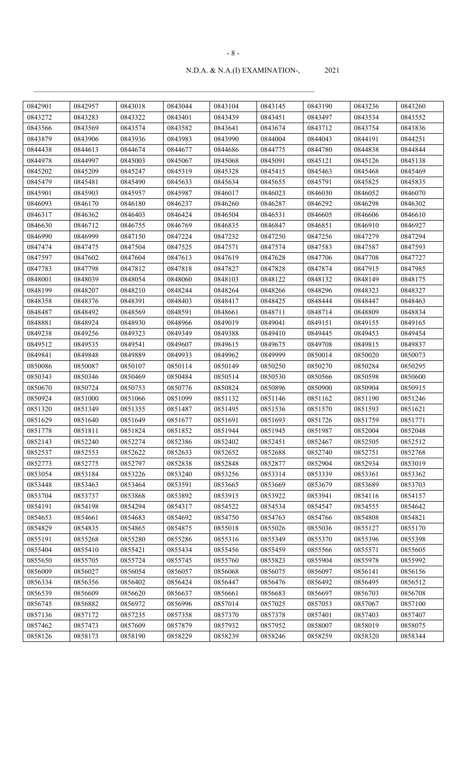| 0842901 | 0842957 | 0843018 | 0843044 | 0843104 | 0843145 | 0843190 | 0843236 | 0843260 |
|---|---|---|---|---|---|---|---|---|
| 0843272 | 0843283 | 0843322 | 0843401 | 0843439 | 0843451 | 0843497 | 0843534 | 0843552 |
| 0843566 | 0843569 | 0843574 | 0843582 | 0843641 | 0843674 | 0843712 | 0843754 | 0843836 |
| 0843879 | 0843906 | 0843936 | 0843983 | 0843990 | 0844004 | 0844043 | 0844191 | 0844251 |
| 0844438 | 0844613 | 0844674 | 0844677 | 0844686 | 0844775 | 0844780 | 0844838 | 0844844 |
| 0844978 | 0844997 | 0845003 | 0845067 | 0845068 | 0845091 | 0845121 | 0845126 | 0845138 |
| 0845202 | 0845209 | 0845247 | 0845319 | 0845328 | 0845415 | 0845463 | 0845468 | 0845469 |
| 0845479 | 0845481 | 0845490 | 0845633 | 0845634 | 0845655 | 0845791 | 0845825 | 0845835 |
| 0845901 | 0845903 | 0845957 | 0845987 | 0846017 | 0846023 | 0846030 | 0846052 | 0846070 |
| 0846093 | 0846170 | 0846180 | 0846237 | 0846260 | 0846287 | 0846292 | 0846298 | 0846302 |
| 0846317 | 0846362 | 0846403 | 0846424 | 0846504 | 0846531 | 0846605 | 0846606 | 0846610 |
| 0846630 | 0846712 | 0846755 | 0846769 | 0846835 | 0846847 | 0846851 | 0846910 | 0846927 |
| 0846990 | 0846999 | 0847150 | 0847224 | 0847232 | 0847250 | 0847256 | 0847279 | 0847294 |
| 0847474 | 0847475 | 0847504 | 0847525 | 0847571 | 0847574 | 0847583 | 0847587 | 0847593 |
| 0847597 | 0847602 | 0847604 | 0847613 | 0847619 | 0847628 | 0847706 | 0847708 | 0847727 |
| 0847783 | 0847798 | 0847812 | 0847818 | 0847827 | 0847828 | 0847874 | 0847915 | 0847985 |
| 0848001 | 0848039 | 0848054 | 0848060 | 0848103 | 0848122 | 0848132 | 0848149 | 0848175 |
| 0848199 | 0848207 | 0848210 | 0848244 | 0848264 | 0848266 | 0848296 | 0848323 | 0848327 |
| 0848358 | 0848376 | 0848391 | 0848403 | 0848417 | 0848425 | 0848444 | 0848447 | 0848463 |
| 0848487 | 0848492 | 0848569 | 0848591 | 0848661 | 0848711 | 0848714 | 0848809 | 0848834 |
| 0848881 | 0848924 | 0848930 | 0848966 | 0849019 | 0849041 | 0849151 | 0849155 | 0849165 |
| 0849238 | 0849256 | 0849323 | 0849349 | 0849388 | 0849410 | 0849445 | 0849453 | 0849454 |
| 0849512 | 0849535 | 0849541 | 0849607 | 0849615 | 0849675 | 0849708 | 0849815 | 0849837 |
| 0849841 | 0849848 | 0849889 | 0849933 | 0849962 | 0849999 | 0850014 | 0850020 | 0850073 |
| 0850086 | 0850087 | 0850107 | 0850114 | 0850149 | 0850250 | 0850270 | 0850284 | 0850295 |
| 0850343 | 0850346 | 0850469 | 0850484 | 0850514 | 0850530 | 0850566 | 0850598 | 0850600 |
| 0850670 | 0850724 | 0850753 | 0850776 | 0850824 | 0850896 | 0850900 | 0850904 | 0850915 |
| 0850924 | 0851000 | 0851066 | 0851099 | 0851132 | 0851146 | 0851162 | 0851190 | 0851246 |
| 0851320 | 0851349 | 0851355 | 0851487 | 0851495 | 0851536 | 0851570 | 0851593 | 0851621 |
| 0851629 | 0851640 | 0851649 | 0851677 | 0851691 | 0851693 | 0851726 | 0851759 | 0851771 |
| 0851778 | 0851811 | 0851824 | 0851852 | 0851944 | 0851945 | 0851987 | 0852004 | 0852048 |
| 0852143 | 0852240 | 0852274 | 0852386 | 0852402 | 0852451 | 0852467 | 0852505 | 0852512 |
| 0852537 | 0852553 | 0852622 | 0852633 | 0852652 | 0852688 | 0852740 | 0852751 | 0852768 |
| 0852773 | 0852775 | 0852797 | 0852838 | 0852848 | 0852877 | 0852904 | 0852934 | 0853019 |
| 0853054 | 0853184 | 0853226 | 0853240 | 0853256 | 0853314 | 0853339 | 0853361 | 0853362 |
| 0853448 | 0853463 | 0853464 | 0853591 | 0853665 | 0853669 | 0853679 | 0853689 | 0853703 |
| 0853704 | 0853737 | 0853868 | 0853892 | 0853915 | 0853922 | 0853941 | 0854116 | 0854157 |
| 0854191 | 0854198 | 0854294 | 0854317 | 0854522 | 0854534 | 0854547 | 0854555 | 0854642 |
| 0854653 | 0854661 | 0854683 | 0854692 | 0854750 | 0854763 | 0854766 | 0854808 | 0854821 |
| 0854829 | 0854835 | 0854865 | 0854875 | 0855018 | 0855026 | 0855036 | 0855127 | 0855170 |
| 0855191 | 0855268 | 0855280 | 0855286 | 0855316 | 0855349 | 0855370 | 0855396 | 0855398 |
| 0855404 | 0855410 | 0855421 | 0855434 | 0855456 | 0855459 | 0855566 | 0855571 | 0855605 |
| 0855650 | 0855705 | 0855724 | 0855745 | 0855760 | 0855823 | 0855904 | 0855978 | 0855992 |
| 0856009 | 0856027 | 0856054 | 0856057 | 0856068 | 0856075 | 0856097 | 0856141 | 0856156 |
| 0856334 | 0856356 | 0856402 | 0856424 | 0856447 | 0856476 | 0856492 | 0856495 | 0856512 |
| 0856539 | 0856609 | 0856620 | 0856637 | 0856661 | 0856683 | 0856697 | 0856703 | 0856708 |
| 0856745 | 0856882 | 0856972 | 0856996 | 0857014 | 0857025 | 0857053 | 0857067 | 0857100 |
| 0857136 | 0857172 | 0857235 | 0857358 | 0857370 | 0857378 | 0857401 | 0857403 | 0857407 |
| 0857462 | 0857473 | 0857609 | 0857879 | 0857932 | 0857952 | 0858007 | 0858019 | 0858075 |
| 0858126 | 0858173 | 0858190 | 0858229 | 0858239 | 0858246 | 0858259 | 0858320 | 0858344 |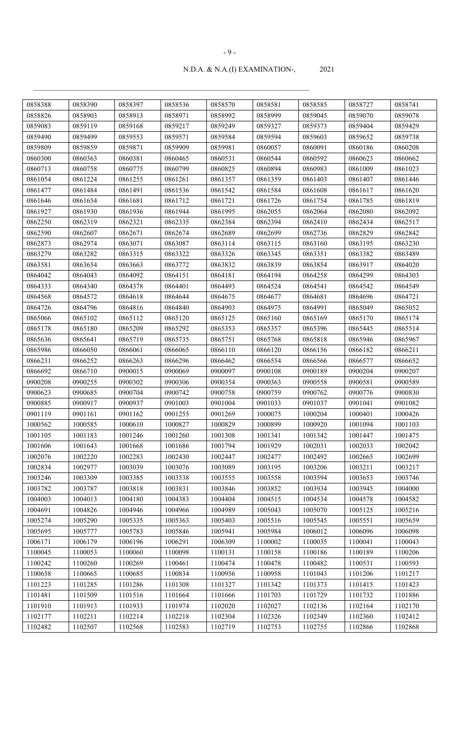N.D.A. & N.A.(I) EXAMINATION-, 2021

| 0858388 | 0858390 | 0858397 | 0858536 | 0858570 | 0858581 | 0858585 | 0858727 | 0858741 |
|---|---|---|---|---|---|---|---|---|
| 0858826 | 0858903 | 0858913 | 0858971 | 0858992 | 0858999 | 0859045 | 0859070 | 0859078 |
| 0859083 | 0859119 | 0859168 | 0859217 | 0859249 | 0859327 | 0859373 | 0859404 | 0859429 |
| 0859490 | 0859499 | 0859553 | 0859571 | 0859584 | 0859594 | 0859603 | 0859652 | 0859738 |
| 0859809 | 0859859 | 0859871 | 0859909 | 0859981 | 0860057 | 0860091 | 0860186 | 0860208 |
| 0860300 | 0860363 | 0860381 | 0860465 | 0860531 | 0860544 | 0860592 | 0860623 | 0860662 |
| 0860713 | 0860758 | 0860775 | 0860799 | 0860825 | 0860894 | 0860983 | 0861009 | 0861023 |
| 0861054 | 0861224 | 0861255 | 0861261 | 0861357 | 0861359 | 0861403 | 0861407 | 0861446 |
| 0861477 | 0861484 | 0861491 | 0861536 | 0861542 | 0861584 | 0861608 | 0861617 | 0861620 |
| 0861646 | 0861654 | 0861681 | 0861712 | 0861721 | 0861726 | 0861754 | 0861785 | 0861819 |
| 0861927 | 0861930 | 0861936 | 0861944 | 0861995 | 0862055 | 0862064 | 0862080 | 0862092 |
| 0862250 | 0862319 | 0862321 | 0862335 | 0862384 | 0862394 | 0862410 | 0862434 | 0862517 |
| 0862590 | 0862607 | 0862671 | 0862674 | 0862689 | 0862699 | 0862736 | 0862829 | 0862842 |
| 0862873 | 0862974 | 0863071 | 0863087 | 0863114 | 0863115 | 0863160 | 0863195 | 0863230 |
| 0863279 | 0863282 | 0863315 | 0863322 | 0863326 | 0863345 | 0863351 | 0863382 | 0863489 |
| 0863581 | 0863654 | 0863663 | 0863772 | 0863832 | 0863839 | 0863854 | 0863917 | 0864020 |
| 0864042 | 0864043 | 0864092 | 0864151 | 0864181 | 0864194 | 0864258 | 0864299 | 0864303 |
| 0864333 | 0864340 | 0864378 | 0864401 | 0864493 | 0864524 | 0864541 | 0864542 | 0864549 |
| 0864568 | 0864572 | 0864618 | 0864644 | 0864675 | 0864677 | 0864681 | 0864696 | 0864721 |
| 0864726 | 0864796 | 0864816 | 0864840 | 0864903 | 0864975 | 0864991 | 0865049 | 0865052 |
| 0865066 | 0865102 | 0865112 | 0865120 | 0865125 | 0865160 | 0865169 | 0865170 | 0865174 |
| 0865178 | 0865180 | 0865209 | 0865292 | 0865353 | 0865357 | 0865396 | 0865445 | 0865514 |
| 0865636 | 0865641 | 0865719 | 0865735 | 0865751 | 0865768 | 0865818 | 0865946 | 0865967 |
| 0865986 | 0866050 | 0866061 | 0866065 | 0866110 | 0866120 | 0866156 | 0866182 | 0866211 |
| 0866231 | 0866252 | 0866263 | 0866296 | 0866462 | 0866554 | 0866566 | 0866577 | 0866652 |
| 0866692 | 0866710 | 0900015 | 0900069 | 0900097 | 0900108 | 0900189 | 0900204 | 0900207 |
| 0900208 | 0900255 | 0900302 | 0900306 | 0900354 | 0900363 | 0900558 | 0900581 | 0900589 |
| 0900623 | 0900685 | 0900704 | 0900742 | 0900758 | 0900759 | 0900762 | 0900776 | 0900830 |
| 0900885 | 0900917 | 0900937 | 0901003 | 0901004 | 0901033 | 0901037 | 0901041 | 0901082 |
| 0901119 | 0901161 | 0901162 | 0901255 | 0901269 | 1000075 | 1000204 | 1000401 | 1000426 |
| 1000562 | 1000585 | 1000610 | 1000827 | 1000829 | 1000899 | 1000920 | 1001094 | 1001103 |
| 1001105 | 1001183 | 1001246 | 1001260 | 1001308 | 1001341 | 1001342 | 1001447 | 1001475 |
| 1001606 | 1001643 | 1001668 | 1001686 | 1001794 | 1001929 | 1002031 | 1002033 | 1002042 |
| 1002076 | 1002220 | 1002283 | 1002430 | 1002447 | 1002477 | 1002492 | 1002665 | 1002699 |
| 1002834 | 1002977 | 1003039 | 1003076 | 1003089 | 1003195 | 1003206 | 1003211 | 1003217 |
| 1003246 | 1003309 | 1003385 | 1003538 | 1003555 | 1003558 | 1003594 | 1003653 | 1003746 |
| 1003782 | 1003787 | 1003818 | 1003831 | 1003846 | 1003852 | 1003934 | 1003945 | 1004000 |
| 1004003 | 1004013 | 1004180 | 1004383 | 1004404 | 1004515 | 1004534 | 1004578 | 1004582 |
| 1004691 | 1004826 | 1004946 | 1004966 | 1004989 | 1005043 | 1005070 | 1005125 | 1005216 |
| 1005274 | 1005290 | 1005335 | 1005363 | 1005403 | 1005516 | 1005545 | 1005551 | 1005659 |
| 1005695 | 1005777 | 1005783 | 1005846 | 1005941 | 1005984 | 1006012 | 1006096 | 1006098 |
| 1006171 | 1006179 | 1006196 | 1006291 | 1006309 | 1100002 | 1100035 | 1100041 | 1100043 |
| 1100045 | 1100053 | 1100060 | 1100098 | 1100131 | 1100158 | 1100186 | 1100189 | 1100206 |
| 1100242 | 1100260 | 1100269 | 1100461 | 1100474 | 1100478 | 1100482 | 1100531 | 1100593 |
| 1100658 | 1100665 | 1100685 | 1100834 | 1100956 | 1100958 | 1101043 | 1101206 | 1101217 |
| 1101223 | 1101285 | 1101286 | 1101308 | 1101327 | 1101342 | 1101373 | 1101415 | 1101423 |
| 1101481 | 1101509 | 1101516 | 1101664 | 1101666 | 1101703 | 1101729 | 1101732 | 1101886 |
| 1101910 | 1101913 | 1101933 | 1101974 | 1102020 | 1102027 | 1102136 | 1102164 | 1102170 |
| 1102177 | 1102211 | 1102214 | 1102218 | 1102304 | 1102326 | 1102349 | 1102360 | 1102412 |
| 1102482 | 1102507 | 1102568 | 1102583 | 1102719 | 1102753 | 1102755 | 1102866 | 1102868 |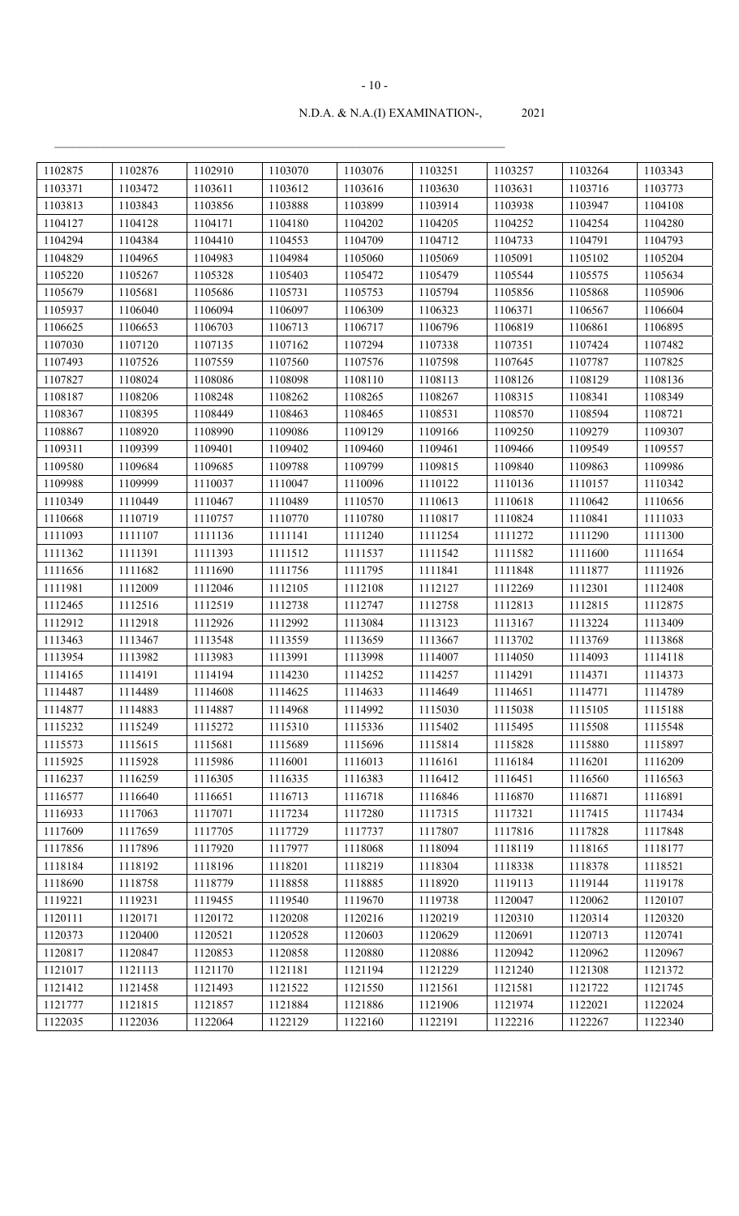N.D.A. & N.A.(I) EXAMINATION-, 2021

| 1102875 | 1102876 | 1102910 | 1103070 | 1103076 | 1103251 | 1103257 | 1103264 | 1103343 |
|---|---|---|---|---|---|---|---|---|
| 1103371 | 1103472 | 1103611 | 1103612 | 1103616 | 1103630 | 1103631 | 1103716 | 1103773 |
| 1103813 | 1103843 | 1103856 | 1103888 | 1103899 | 1103914 | 1103938 | 1103947 | 1104108 |
| 1104127 | 1104128 | 1104171 | 1104180 | 1104202 | 1104205 | 1104252 | 1104254 | 1104280 |
| 1104294 | 1104384 | 1104410 | 1104553 | 1104709 | 1104712 | 1104733 | 1104791 | 1104793 |
| 1104829 | 1104965 | 1104983 | 1104984 | 1105060 | 1105069 | 1105091 | 1105102 | 1105204 |
| 1105220 | 1105267 | 1105328 | 1105403 | 1105472 | 1105479 | 1105544 | 1105575 | 1105634 |
| 1105679 | 1105681 | 1105686 | 1105731 | 1105753 | 1105794 | 1105856 | 1105868 | 1105906 |
| 1105937 | 1106040 | 1106094 | 1106097 | 1106309 | 1106323 | 1106371 | 1106567 | 1106604 |
| 1106625 | 1106653 | 1106703 | 1106713 | 1106717 | 1106796 | 1106819 | 1106861 | 1106895 |
| 1107030 | 1107120 | 1107135 | 1107162 | 1107294 | 1107338 | 1107351 | 1107424 | 1107482 |
| 1107493 | 1107526 | 1107559 | 1107560 | 1107576 | 1107598 | 1107645 | 1107787 | 1107825 |
| 1107827 | 1108024 | 1108086 | 1108098 | 1108110 | 1108113 | 1108126 | 1108129 | 1108136 |
| 1108187 | 1108206 | 1108248 | 1108262 | 1108265 | 1108267 | 1108315 | 1108341 | 1108349 |
| 1108367 | 1108395 | 1108449 | 1108463 | 1108465 | 1108531 | 1108570 | 1108594 | 1108721 |
| 1108867 | 1108920 | 1108990 | 1109086 | 1109129 | 1109166 | 1109250 | 1109279 | 1109307 |
| 1109311 | 1109399 | 1109401 | 1109402 | 1109460 | 1109461 | 1109466 | 1109549 | 1109557 |
| 1109580 | 1109684 | 1109685 | 1109788 | 1109799 | 1109815 | 1109840 | 1109863 | 1109986 |
| 1109988 | 1109999 | 1110037 | 1110047 | 1110096 | 1110122 | 1110136 | 1110157 | 1110342 |
| 1110349 | 1110449 | 1110467 | 1110489 | 1110570 | 1110613 | 1110618 | 1110642 | 1110656 |
| 1110668 | 1110719 | 1110757 | 1110770 | 1110780 | 1110817 | 1110824 | 1110841 | 1111033 |
| 1111093 | 1111107 | 1111136 | 1111141 | 1111240 | 1111254 | 1111272 | 1111290 | 1111300 |
| 1111362 | 1111391 | 1111393 | 1111512 | 1111537 | 1111542 | 1111582 | 1111600 | 1111654 |
| 1111656 | 1111682 | 1111690 | 1111756 | 1111795 | 1111841 | 1111848 | 1111877 | 1111926 |
| 1111981 | 1112009 | 1112046 | 1112105 | 1112108 | 1112127 | 1112269 | 1112301 | 1112408 |
| 1112465 | 1112516 | 1112519 | 1112738 | 1112747 | 1112758 | 1112813 | 1112815 | 1112875 |
| 1112912 | 1112918 | 1112926 | 1112992 | 1113084 | 1113123 | 1113167 | 1113224 | 1113409 |
| 1113463 | 1113467 | 1113548 | 1113559 | 1113659 | 1113667 | 1113702 | 1113769 | 1113868 |
| 1113954 | 1113982 | 1113983 | 1113991 | 1113998 | 1114007 | 1114050 | 1114093 | 1114118 |
| 1114165 | 1114191 | 1114194 | 1114230 | 1114252 | 1114257 | 1114291 | 1114371 | 1114373 |
| 1114487 | 1114489 | 1114608 | 1114625 | 1114633 | 1114649 | 1114651 | 1114771 | 1114789 |
| 1114877 | 1114883 | 1114887 | 1114968 | 1114992 | 1115030 | 1115038 | 1115105 | 1115188 |
| 1115232 | 1115249 | 1115272 | 1115310 | 1115336 | 1115402 | 1115495 | 1115508 | 1115548 |
| 1115573 | 1115615 | 1115681 | 1115689 | 1115696 | 1115814 | 1115828 | 1115880 | 1115897 |
| 1115925 | 1115928 | 1115986 | 1116001 | 1116013 | 1116161 | 1116184 | 1116201 | 1116209 |
| 1116237 | 1116259 | 1116305 | 1116335 | 1116383 | 1116412 | 1116451 | 1116560 | 1116563 |
| 1116577 | 1116640 | 1116651 | 1116713 | 1116718 | 1116846 | 1116870 | 1116871 | 1116891 |
| 1116933 | 1117063 | 1117071 | 1117234 | 1117280 | 1117315 | 1117321 | 1117415 | 1117434 |
| 1117609 | 1117659 | 1117705 | 1117729 | 1117737 | 1117807 | 1117816 | 1117828 | 1117848 |
| 1117856 | 1117896 | 1117920 | 1117977 | 1118068 | 1118094 | 1118119 | 1118165 | 1118177 |
| 1118184 | 1118192 | 1118196 | 1118201 | 1118219 | 1118304 | 1118338 | 1118378 | 1118521 |
| 1118690 | 1118758 | 1118779 | 1118858 | 1118885 | 1118920 | 1119113 | 1119144 | 1119178 |
| 1119221 | 1119231 | 1119455 | 1119540 | 1119670 | 1119738 | 1120047 | 1120062 | 1120107 |
| 1120111 | 1120171 | 1120172 | 1120208 | 1120216 | 1120219 | 1120310 | 1120314 | 1120320 |
| 1120373 | 1120400 | 1120521 | 1120528 | 1120603 | 1120629 | 1120691 | 1120713 | 1120741 |
| 1120817 | 1120847 | 1120853 | 1120858 | 1120880 | 1120886 | 1120942 | 1120962 | 1120967 |
| 1121017 | 1121113 | 1121170 | 1121181 | 1121194 | 1121229 | 1121240 | 1121308 | 1121372 |
| 1121412 | 1121458 | 1121493 | 1121522 | 1121550 | 1121561 | 1121581 | 1121722 | 1121745 |
| 1121777 | 1121815 | 1121857 | 1121884 | 1121886 | 1121906 | 1121974 | 1122021 | 1122024 |
| 1122035 | 1122036 | 1122064 | 1122129 | 1122160 | 1122191 | 1122216 | 1122267 | 1122340 |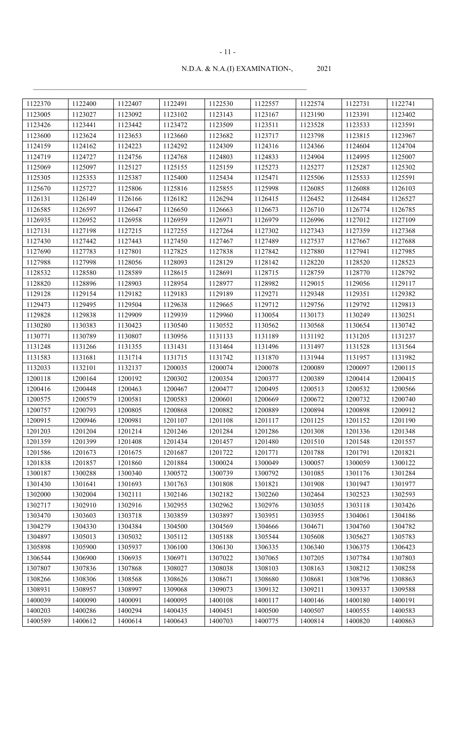| 1122370 | 1122400 | 1122407 | 1122491 | 1122530 | 1122557 | 1122574 | 1122731 | 1122741 |
|---|---|---|---|---|---|---|---|---|
| 1123005 | 1123027 | 1123092 | 1123102 | 1123143 | 1123167 | 1123190 | 1123391 | 1123402 |
| 1123426 | 1123441 | 1123442 | 1123472 | 1123509 | 1123511 | 1123528 | 1123533 | 1123591 |
| 1123600 | 1123624 | 1123653 | 1123660 | 1123682 | 1123717 | 1123798 | 1123815 | 1123967 |
| 1124159 | 1124162 | 1124223 | 1124292 | 1124309 | 1124316 | 1124366 | 1124604 | 1124704 |
| 1124719 | 1124727 | 1124756 | 1124768 | 1124803 | 1124833 | 1124904 | 1124995 | 1125007 |
| 1125069 | 1125097 | 1125127 | 1125155 | 1125159 | 1125273 | 1125277 | 1125287 | 1125302 |
| 1125305 | 1125353 | 1125387 | 1125400 | 1125434 | 1125471 | 1125506 | 1125533 | 1125591 |
| 1125670 | 1125727 | 1125806 | 1125816 | 1125855 | 1125998 | 1126085 | 1126088 | 1126103 |
| 1126131 | 1126149 | 1126166 | 1126182 | 1126294 | 1126415 | 1126452 | 1126484 | 1126527 |
| 1126585 | 1126597 | 1126647 | 1126650 | 1126663 | 1126673 | 1126710 | 1126774 | 1126785 |
| 1126935 | 1126952 | 1126958 | 1126959 | 1126971 | 1126979 | 1126996 | 1127012 | 1127109 |
| 1127131 | 1127198 | 1127215 | 1127255 | 1127264 | 1127302 | 1127343 | 1127359 | 1127368 |
| 1127430 | 1127442 | 1127443 | 1127450 | 1127467 | 1127489 | 1127537 | 1127667 | 1127688 |
| 1127690 | 1127783 | 1127801 | 1127825 | 1127838 | 1127842 | 1127880 | 1127941 | 1127985 |
| 1127988 | 1127998 | 1128056 | 1128093 | 1128129 | 1128142 | 1128220 | 1128520 | 1128523 |
| 1128532 | 1128580 | 1128589 | 1128615 | 1128691 | 1128715 | 1128759 | 1128770 | 1128792 |
| 1128820 | 1128896 | 1128903 | 1128954 | 1128977 | 1128982 | 1129015 | 1129056 | 1129117 |
| 1129128 | 1129154 | 1129182 | 1129183 | 1129189 | 1129271 | 1129348 | 1129351 | 1129382 |
| 1129473 | 1129495 | 1129504 | 1129638 | 1129665 | 1129712 | 1129756 | 1129792 | 1129813 |
| 1129828 | 1129838 | 1129909 | 1129939 | 1129960 | 1130054 | 1130173 | 1130249 | 1130251 |
| 1130280 | 1130383 | 1130423 | 1130540 | 1130552 | 1130562 | 1130568 | 1130654 | 1130742 |
| 1130771 | 1130789 | 1130807 | 1130956 | 1131133 | 1131189 | 1131192 | 1131205 | 1131237 |
| 1131248 | 1131266 | 1131355 | 1131431 | 1131464 | 1131496 | 1131497 | 1131528 | 1131564 |
| 1131583 | 1131681 | 1131714 | 1131715 | 1131742 | 1131870 | 1131944 | 1131957 | 1131982 |
| 1132033 | 1132101 | 1132137 | 1200035 | 1200074 | 1200078 | 1200089 | 1200097 | 1200115 |
| 1200118 | 1200164 | 1200192 | 1200302 | 1200354 | 1200377 | 1200389 | 1200414 | 1200415 |
| 1200416 | 1200448 | 1200463 | 1200467 | 1200477 | 1200495 | 1200513 | 1200532 | 1200566 |
| 1200575 | 1200579 | 1200581 | 1200583 | 1200601 | 1200669 | 1200672 | 1200732 | 1200740 |
| 1200757 | 1200793 | 1200805 | 1200868 | 1200882 | 1200889 | 1200894 | 1200898 | 1200912 |
| 1200915 | 1200946 | 1200981 | 1201107 | 1201108 | 1201117 | 1201125 | 1201152 | 1201190 |
| 1201203 | 1201204 | 1201214 | 1201246 | 1201284 | 1201286 | 1201308 | 1201336 | 1201348 |
| 1201359 | 1201399 | 1201408 | 1201434 | 1201457 | 1201480 | 1201510 | 1201548 | 1201557 |
| 1201586 | 1201673 | 1201675 | 1201687 | 1201722 | 1201771 | 1201788 | 1201791 | 1201821 |
| 1201838 | 1201857 | 1201860 | 1201884 | 1300024 | 1300049 | 1300057 | 1300059 | 1300122 |
| 1300187 | 1300288 | 1300340 | 1300572 | 1300739 | 1300792 | 1301085 | 1301176 | 1301284 |
| 1301430 | 1301641 | 1301693 | 1301763 | 1301808 | 1301821 | 1301908 | 1301947 | 1301977 |
| 1302000 | 1302004 | 1302111 | 1302146 | 1302182 | 1302260 | 1302464 | 1302523 | 1302593 |
| 1302717 | 1302910 | 1302916 | 1302955 | 1302962 | 1302976 | 1303055 | 1303118 | 1303426 |
| 1303470 | 1303603 | 1303718 | 1303859 | 1303897 | 1303951 | 1303955 | 1304061 | 1304186 |
| 1304279 | 1304330 | 1304384 | 1304500 | 1304569 | 1304666 | 1304671 | 1304760 | 1304782 |
| 1304897 | 1305013 | 1305032 | 1305112 | 1305188 | 1305544 | 1305608 | 1305627 | 1305783 |
| 1305898 | 1305900 | 1305937 | 1306100 | 1306130 | 1306335 | 1306340 | 1306375 | 1306423 |
| 1306544 | 1306900 | 1306935 | 1306971 | 1307022 | 1307065 | 1307205 | 1307784 | 1307803 |
| 1307807 | 1307836 | 1307868 | 1308027 | 1308038 | 1308103 | 1308163 | 1308212 | 1308258 |
| 1308266 | 1308306 | 1308568 | 1308626 | 1308671 | 1308680 | 1308681 | 1308796 | 1308863 |
| 1308931 | 1308957 | 1308997 | 1309068 | 1309073 | 1309132 | 1309211 | 1309337 | 1309588 |
| 1400039 | 1400090 | 1400091 | 1400095 | 1400108 | 1400117 | 1400146 | 1400180 | 1400191 |
| 1400203 | 1400286 | 1400294 | 1400435 | 1400451 | 1400500 | 1400507 | 1400555 | 1400583 |
| 1400589 | 1400612 | 1400614 | 1400643 | 1400703 | 1400775 | 1400814 | 1400820 | 1400863 |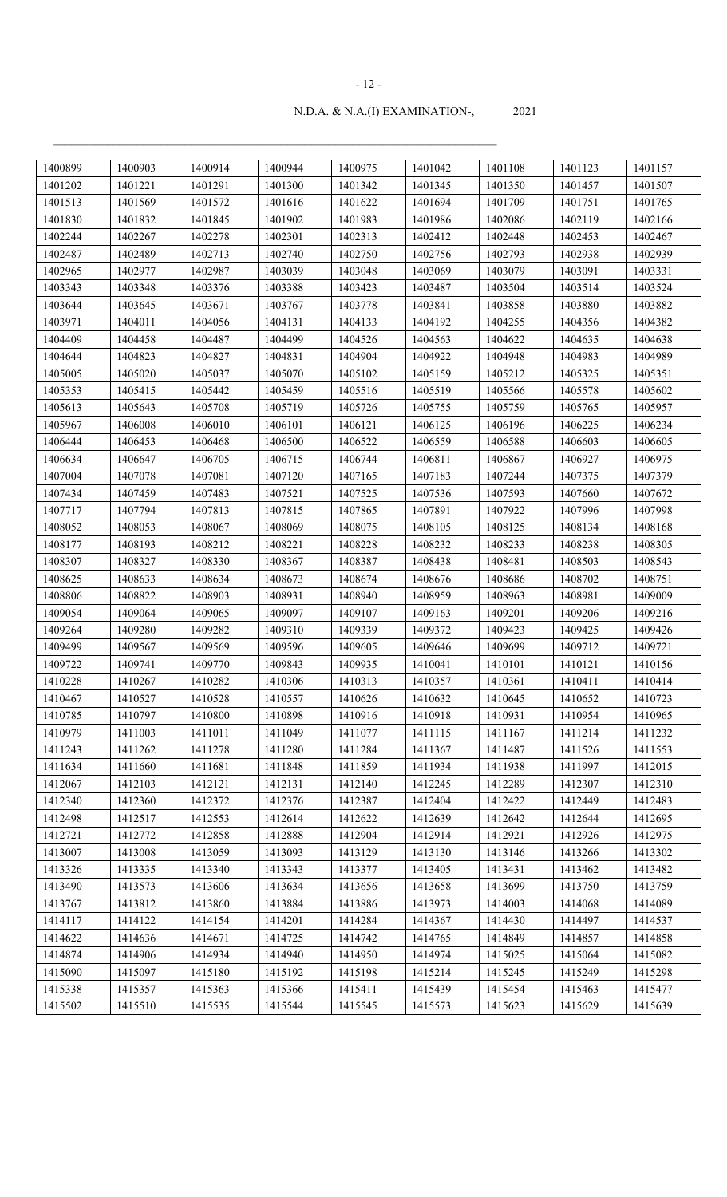N.D.A. & N.A.(I) EXAMINATION-, 2021

| | | | | | | | | |
|---|---|---|---|---|---|---|---|---|
| 1400899 | 1400903 | 1400914 | 1400944 | 1400975 | 1401042 | 1401108 | 1401123 | 1401157 |
| 1401202 | 1401221 | 1401291 | 1401300 | 1401342 | 1401345 | 1401350 | 1401457 | 1401507 |
| 1401513 | 1401569 | 1401572 | 1401616 | 1401622 | 1401694 | 1401709 | 1401751 | 1401765 |
| 1401830 | 1401832 | 1401845 | 1401902 | 1401983 | 1401986 | 1402086 | 1402119 | 1402166 |
| 1402244 | 1402267 | 1402278 | 1402301 | 1402313 | 1402412 | 1402448 | 1402453 | 1402467 |
| 1402487 | 1402489 | 1402713 | 1402740 | 1402750 | 1402756 | 1402793 | 1402938 | 1402939 |
| 1402965 | 1402977 | 1402987 | 1403039 | 1403048 | 1403069 | 1403079 | 1403091 | 1403331 |
| 1403343 | 1403348 | 1403376 | 1403388 | 1403423 | 1403487 | 1403504 | 1403514 | 1403524 |
| 1403644 | 1403645 | 1403671 | 1403767 | 1403778 | 1403841 | 1403858 | 1403880 | 1403882 |
| 1403971 | 1404011 | 1404056 | 1404131 | 1404133 | 1404192 | 1404255 | 1404356 | 1404382 |
| 1404409 | 1404458 | 1404487 | 1404499 | 1404526 | 1404563 | 1404622 | 1404635 | 1404638 |
| 1404644 | 1404823 | 1404827 | 1404831 | 1404904 | 1404922 | 1404948 | 1404983 | 1404989 |
| 1405005 | 1405020 | 1405037 | 1405070 | 1405102 | 1405159 | 1405212 | 1405325 | 1405351 |
| 1405353 | 1405415 | 1405442 | 1405459 | 1405516 | 1405519 | 1405566 | 1405578 | 1405602 |
| 1405613 | 1405643 | 1405708 | 1405719 | 1405726 | 1405755 | 1405759 | 1405765 | 1405957 |
| 1405967 | 1406008 | 1406010 | 1406101 | 1406121 | 1406125 | 1406196 | 1406225 | 1406234 |
| 1406444 | 1406453 | 1406468 | 1406500 | 1406522 | 1406559 | 1406588 | 1406603 | 1406605 |
| 1406634 | 1406647 | 1406705 | 1406715 | 1406744 | 1406811 | 1406867 | 1406927 | 1406975 |
| 1407004 | 1407078 | 1407081 | 1407120 | 1407165 | 1407183 | 1407244 | 1407375 | 1407379 |
| 1407434 | 1407459 | 1407483 | 1407521 | 1407525 | 1407536 | 1407593 | 1407660 | 1407672 |
| 1407717 | 1407794 | 1407813 | 1407815 | 1407865 | 1407891 | 1407922 | 1407996 | 1407998 |
| 1408052 | 1408053 | 1408067 | 1408069 | 1408075 | 1408105 | 1408125 | 1408134 | 1408168 |
| 1408177 | 1408193 | 1408212 | 1408221 | 1408228 | 1408232 | 1408233 | 1408238 | 1408305 |
| 1408307 | 1408327 | 1408330 | 1408367 | 1408387 | 1408438 | 1408481 | 1408503 | 1408543 |
| 1408625 | 1408633 | 1408634 | 1408673 | 1408674 | 1408676 | 1408686 | 1408702 | 1408751 |
| 1408806 | 1408822 | 1408903 | 1408931 | 1408940 | 1408959 | 1408963 | 1408981 | 1409009 |
| 1409054 | 1409064 | 1409065 | 1409097 | 1409107 | 1409163 | 1409201 | 1409206 | 1409216 |
| 1409264 | 1409280 | 1409282 | 1409310 | 1409339 | 1409372 | 1409423 | 1409425 | 1409426 |
| 1409499 | 1409567 | 1409569 | 1409596 | 1409605 | 1409646 | 1409699 | 1409712 | 1409721 |
| 1409722 | 1409741 | 1409770 | 1409843 | 1409935 | 1410041 | 1410101 | 1410121 | 1410156 |
| 1410228 | 1410267 | 1410282 | 1410306 | 1410313 | 1410357 | 1410361 | 1410411 | 1410414 |
| 1410467 | 1410527 | 1410528 | 1410557 | 1410626 | 1410632 | 1410645 | 1410652 | 1410723 |
| 1410785 | 1410797 | 1410800 | 1410898 | 1410916 | 1410918 | 1410931 | 1410954 | 1410965 |
| 1410979 | 1411003 | 1411011 | 1411049 | 1411077 | 1411115 | 1411167 | 1411214 | 1411232 |
| 1411243 | 1411262 | 1411278 | 1411280 | 1411284 | 1411367 | 1411487 | 1411526 | 1411553 |
| 1411634 | 1411660 | 1411681 | 1411848 | 1411859 | 1411934 | 1411938 | 1411997 | 1412015 |
| 1412067 | 1412103 | 1412121 | 1412131 | 1412140 | 1412245 | 1412289 | 1412307 | 1412310 |
| 1412340 | 1412360 | 1412372 | 1412376 | 1412387 | 1412404 | 1412422 | 1412449 | 1412483 |
| 1412498 | 1412517 | 1412553 | 1412614 | 1412622 | 1412639 | 1412642 | 1412644 | 1412695 |
| 1412721 | 1412772 | 1412858 | 1412888 | 1412904 | 1412914 | 1412921 | 1412926 | 1412975 |
| 1413007 | 1413008 | 1413059 | 1413093 | 1413129 | 1413130 | 1413146 | 1413266 | 1413302 |
| 1413326 | 1413335 | 1413340 | 1413343 | 1413377 | 1413405 | 1413431 | 1413462 | 1413482 |
| 1413490 | 1413573 | 1413606 | 1413634 | 1413656 | 1413658 | 1413699 | 1413750 | 1413759 |
| 1413767 | 1413812 | 1413860 | 1413884 | 1413886 | 1413973 | 1414003 | 1414068 | 1414089 |
| 1414117 | 1414122 | 1414154 | 1414201 | 1414284 | 1414367 | 1414430 | 1414497 | 1414537 |
| 1414622 | 1414636 | 1414671 | 1414725 | 1414742 | 1414765 | 1414849 | 1414857 | 1414858 |
| 1414874 | 1414906 | 1414934 | 1414940 | 1414950 | 1414974 | 1415025 | 1415064 | 1415082 |
| 1415090 | 1415097 | 1415180 | 1415192 | 1415198 | 1415214 | 1415245 | 1415249 | 1415298 |
| 1415338 | 1415357 | 1415363 | 1415366 | 1415411 | 1415439 | 1415454 | 1415463 | 1415477 |
| 1415502 | 1415510 | 1415535 | 1415544 | 1415545 | 1415573 | 1415623 | 1415629 | 1415639 |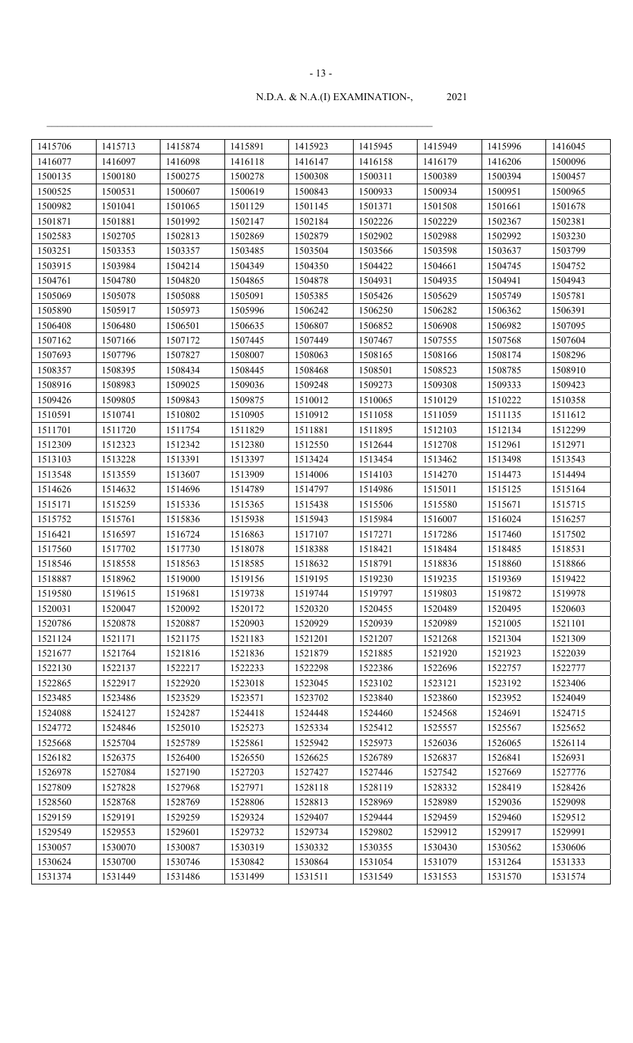| 1415706 | 1415713 | 1415874 | 1415891 | 1415923 | 1415945 | 1415949 | 1415996 | 1416045 |
|---|---|---|---|---|---|---|---|---|
| 1416077 | 1416097 | 1416098 | 1416118 | 1416147 | 1416158 | 1416179 | 1416206 | 1500096 |
| 1500135 | 1500180 | 1500275 | 1500278 | 1500308 | 1500311 | 1500389 | 1500394 | 1500457 |
| 1500525 | 1500531 | 1500607 | 1500619 | 1500843 | 1500933 | 1500934 | 1500951 | 1500965 |
| 1500982 | 1501041 | 1501065 | 1501129 | 1501145 | 1501371 | 1501508 | 1501661 | 1501678 |
| 1501871 | 1501881 | 1501992 | 1502147 | 1502184 | 1502226 | 1502229 | 1502367 | 1502381 |
| 1502583 | 1502705 | 1502813 | 1502869 | 1502879 | 1502902 | 1502988 | 1502992 | 1503230 |
| 1503251 | 1503353 | 1503357 | 1503485 | 1503504 | 1503566 | 1503598 | 1503637 | 1503799 |
| 1503915 | 1503984 | 1504214 | 1504349 | 1504350 | 1504422 | 1504661 | 1504745 | 1504752 |
| 1504761 | 1504780 | 1504820 | 1504865 | 1504878 | 1504931 | 1504935 | 1504941 | 1504943 |
| 1505069 | 1505078 | 1505088 | 1505091 | 1505385 | 1505426 | 1505629 | 1505749 | 1505781 |
| 1505890 | 1505917 | 1505973 | 1505996 | 1506242 | 1506250 | 1506282 | 1506362 | 1506391 |
| 1506408 | 1506480 | 1506501 | 1506635 | 1506807 | 1506852 | 1506908 | 1506982 | 1507095 |
| 1507162 | 1507166 | 1507172 | 1507445 | 1507449 | 1507467 | 1507555 | 1507568 | 1507604 |
| 1507693 | 1507796 | 1507827 | 1508007 | 1508063 | 1508165 | 1508166 | 1508174 | 1508296 |
| 1508357 | 1508395 | 1508434 | 1508445 | 1508468 | 1508501 | 1508523 | 1508785 | 1508910 |
| 1508916 | 1508983 | 1509025 | 1509036 | 1509248 | 1509273 | 1509308 | 1509333 | 1509423 |
| 1509426 | 1509805 | 1509843 | 1509875 | 1510012 | 1510065 | 1510129 | 1510222 | 1510358 |
| 1510591 | 1510741 | 1510802 | 1510905 | 1510912 | 1511058 | 1511059 | 1511135 | 1511612 |
| 1511701 | 1511720 | 1511754 | 1511829 | 1511881 | 1511895 | 1512103 | 1512134 | 1512299 |
| 1512309 | 1512323 | 1512342 | 1512380 | 1512550 | 1512644 | 1512708 | 1512961 | 1512971 |
| 1513103 | 1513228 | 1513391 | 1513397 | 1513424 | 1513454 | 1513462 | 1513498 | 1513543 |
| 1513548 | 1513559 | 1513607 | 1513909 | 1514006 | 1514103 | 1514270 | 1514473 | 1514494 |
| 1514626 | 1514632 | 1514696 | 1514789 | 1514797 | 1514986 | 1515011 | 1515125 | 1515164 |
| 1515171 | 1515259 | 1515336 | 1515365 | 1515438 | 1515506 | 1515580 | 1515671 | 1515715 |
| 1515752 | 1515761 | 1515836 | 1515938 | 1515943 | 1515984 | 1516007 | 1516024 | 1516257 |
| 1516421 | 1516597 | 1516724 | 1516863 | 1517107 | 1517271 | 1517286 | 1517460 | 1517502 |
| 1517560 | 1517702 | 1517730 | 1518078 | 1518388 | 1518421 | 1518484 | 1518485 | 1518531 |
| 1518546 | 1518558 | 1518563 | 1518585 | 1518632 | 1518791 | 1518836 | 1518860 | 1518866 |
| 1518887 | 1518962 | 1519000 | 1519156 | 1519195 | 1519230 | 1519235 | 1519369 | 1519422 |
| 1519580 | 1519615 | 1519681 | 1519738 | 1519744 | 1519797 | 1519803 | 1519872 | 1519978 |
| 1520031 | 1520047 | 1520092 | 1520172 | 1520320 | 1520455 | 1520489 | 1520495 | 1520603 |
| 1520786 | 1520878 | 1520887 | 1520903 | 1520929 | 1520939 | 1520989 | 1521005 | 1521101 |
| 1521124 | 1521171 | 1521175 | 1521183 | 1521201 | 1521207 | 1521268 | 1521304 | 1521309 |
| 1521677 | 1521764 | 1521816 | 1521836 | 1521879 | 1521885 | 1521920 | 1521923 | 1522039 |
| 1522130 | 1522137 | 1522217 | 1522233 | 1522298 | 1522386 | 1522696 | 1522757 | 1522777 |
| 1522865 | 1522917 | 1522920 | 1523018 | 1523045 | 1523102 | 1523121 | 1523192 | 1523406 |
| 1523485 | 1523486 | 1523529 | 1523571 | 1523702 | 1523840 | 1523860 | 1523952 | 1524049 |
| 1524088 | 1524127 | 1524287 | 1524418 | 1524448 | 1524460 | 1524568 | 1524691 | 1524715 |
| 1524772 | 1524846 | 1525010 | 1525273 | 1525334 | 1525412 | 1525557 | 1525567 | 1525652 |
| 1525668 | 1525704 | 1525789 | 1525861 | 1525942 | 1525973 | 1526036 | 1526065 | 1526114 |
| 1526182 | 1526375 | 1526400 | 1526550 | 1526625 | 1526789 | 1526837 | 1526841 | 1526931 |
| 1526978 | 1527084 | 1527190 | 1527203 | 1527427 | 1527446 | 1527542 | 1527669 | 1527776 |
| 1527809 | 1527828 | 1527968 | 1527971 | 1528118 | 1528119 | 1528332 | 1528419 | 1528426 |
| 1528560 | 1528768 | 1528769 | 1528806 | 1528813 | 1528969 | 1528989 | 1529036 | 1529098 |
| 1529159 | 1529191 | 1529259 | 1529324 | 1529407 | 1529444 | 1529459 | 1529460 | 1529512 |
| 1529549 | 1529553 | 1529601 | 1529732 | 1529734 | 1529802 | 1529912 | 1529917 | 1529991 |
| 1530057 | 1530070 | 1530087 | 1530319 | 1530332 | 1530355 | 1530430 | 1530562 | 1530606 |
| 1530624 | 1530700 | 1530746 | 1530842 | 1530864 | 1531054 | 1531079 | 1531264 | 1531333 |
| 1531374 | 1531449 | 1531486 | 1531499 | 1531511 | 1531549 | 1531553 | 1531570 | 1531574 |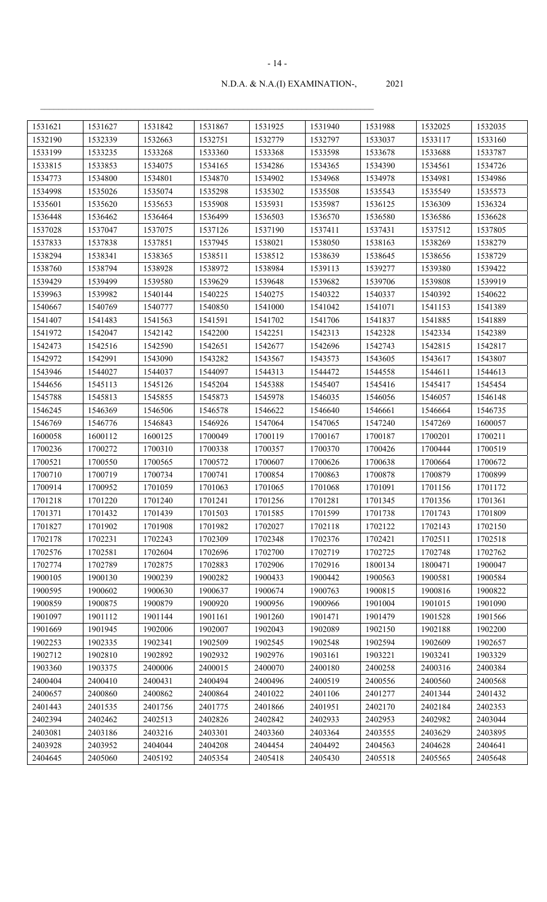N.D.A. & N.A.(I) EXAMINATION-, 2021

| 1531621 | 1531627 | 1531842 | 1531867 | 1531925 | 1531940 | 1531988 | 1532025 | 1532035 |
|---|---|---|---|---|---|---|---|---|
| 1532190 | 1532339 | 1532663 | 1532751 | 1532779 | 1532797 | 1533037 | 1533117 | 1533160 |
| 1533199 | 1533235 | 1533268 | 1533360 | 1533368 | 1533598 | 1533678 | 1533688 | 1533787 |
| 1533815 | 1533853 | 1534075 | 1534165 | 1534286 | 1534365 | 1534390 | 1534561 | 1534726 |
| 1534773 | 1534800 | 1534801 | 1534870 | 1534902 | 1534968 | 1534978 | 1534981 | 1534986 |
| 1534998 | 1535026 | 1535074 | 1535298 | 1535302 | 1535508 | 1535543 | 1535549 | 1535573 |
| 1535601 | 1535620 | 1535653 | 1535908 | 1535931 | 1535987 | 1536125 | 1536309 | 1536324 |
| 1536448 | 1536462 | 1536464 | 1536499 | 1536503 | 1536570 | 1536580 | 1536586 | 1536628 |
| 1537028 | 1537047 | 1537075 | 1537126 | 1537190 | 1537411 | 1537431 | 1537512 | 1537805 |
| 1537833 | 1537838 | 1537851 | 1537945 | 1538021 | 1538050 | 1538163 | 1538269 | 1538279 |
| 1538294 | 1538341 | 1538365 | 1538511 | 1538512 | 1538639 | 1538645 | 1538656 | 1538729 |
| 1538760 | 1538794 | 1538928 | 1538972 | 1538984 | 1539113 | 1539277 | 1539380 | 1539422 |
| 1539429 | 1539499 | 1539580 | 1539629 | 1539648 | 1539682 | 1539706 | 1539808 | 1539919 |
| 1539963 | 1539982 | 1540144 | 1540225 | 1540275 | 1540322 | 1540337 | 1540392 | 1540622 |
| 1540667 | 1540769 | 1540777 | 1540850 | 1541000 | 1541042 | 1541071 | 1541153 | 1541389 |
| 1541407 | 1541483 | 1541563 | 1541591 | 1541702 | 1541706 | 1541837 | 1541885 | 1541889 |
| 1541972 | 1542047 | 1542142 | 1542200 | 1542251 | 1542313 | 1542328 | 1542334 | 1542389 |
| 1542473 | 1542516 | 1542590 | 1542651 | 1542677 | 1542696 | 1542743 | 1542815 | 1542817 |
| 1542972 | 1542991 | 1543090 | 1543282 | 1543567 | 1543573 | 1543605 | 1543617 | 1543807 |
| 1543946 | 1544027 | 1544037 | 1544097 | 1544313 | 1544472 | 1544558 | 1544611 | 1544613 |
| 1544656 | 1545113 | 1545126 | 1545204 | 1545388 | 1545407 | 1545416 | 1545417 | 1545454 |
| 1545788 | 1545813 | 1545855 | 1545873 | 1545978 | 1546035 | 1546056 | 1546057 | 1546148 |
| 1546245 | 1546369 | 1546506 | 1546578 | 1546622 | 1546640 | 1546661 | 1546664 | 1546735 |
| 1546769 | 1546776 | 1546843 | 1546926 | 1547064 | 1547065 | 1547240 | 1547269 | 1600057 |
| 1600058 | 1600112 | 1600125 | 1700049 | 1700119 | 1700167 | 1700187 | 1700201 | 1700211 |
| 1700236 | 1700272 | 1700310 | 1700338 | 1700357 | 1700370 | 1700426 | 1700444 | 1700519 |
| 1700521 | 1700550 | 1700565 | 1700572 | 1700607 | 1700626 | 1700638 | 1700664 | 1700672 |
| 1700710 | 1700719 | 1700734 | 1700741 | 1700854 | 1700863 | 1700878 | 1700879 | 1700899 |
| 1700914 | 1700952 | 1701059 | 1701063 | 1701065 | 1701068 | 1701091 | 1701156 | 1701172 |
| 1701218 | 1701220 | 1701240 | 1701241 | 1701256 | 1701281 | 1701345 | 1701356 | 1701361 |
| 1701371 | 1701432 | 1701439 | 1701503 | 1701585 | 1701599 | 1701738 | 1701743 | 1701809 |
| 1701827 | 1701902 | 1701908 | 1701982 | 1702027 | 1702118 | 1702122 | 1702143 | 1702150 |
| 1702178 | 1702231 | 1702243 | 1702309 | 1702348 | 1702376 | 1702421 | 1702511 | 1702518 |
| 1702576 | 1702581 | 1702604 | 1702696 | 1702700 | 1702719 | 1702725 | 1702748 | 1702762 |
| 1702774 | 1702789 | 1702875 | 1702883 | 1702906 | 1702916 | 1800134 | 1800471 | 1900047 |
| 1900105 | 1900130 | 1900239 | 1900282 | 1900433 | 1900442 | 1900563 | 1900581 | 1900584 |
| 1900595 | 1900602 | 1900630 | 1900637 | 1900674 | 1900763 | 1900815 | 1900816 | 1900822 |
| 1900859 | 1900875 | 1900879 | 1900920 | 1900956 | 1900966 | 1901004 | 1901015 | 1901090 |
| 1901097 | 1901112 | 1901144 | 1901161 | 1901260 | 1901471 | 1901479 | 1901528 | 1901566 |
| 1901669 | 1901945 | 1902006 | 1902007 | 1902043 | 1902089 | 1902150 | 1902188 | 1902200 |
| 1902253 | 1902335 | 1902341 | 1902509 | 1902545 | 1902548 | 1902594 | 1902609 | 1902657 |
| 1902712 | 1902810 | 1902892 | 1902932 | 1902976 | 1903161 | 1903221 | 1903241 | 1903329 |
| 1903360 | 1903375 | 2400006 | 2400015 | 2400070 | 2400180 | 2400258 | 2400316 | 2400384 |
| 2400404 | 2400410 | 2400431 | 2400494 | 2400496 | 2400519 | 2400556 | 2400560 | 2400568 |
| 2400657 | 2400860 | 2400862 | 2400864 | 2401022 | 2401106 | 2401277 | 2401344 | 2401432 |
| 2401443 | 2401535 | 2401756 | 2401775 | 2401866 | 2401951 | 2402170 | 2402184 | 2402353 |
| 2402394 | 2402462 | 2402513 | 2402826 | 2402842 | 2402933 | 2402953 | 2402982 | 2403044 |
| 2403081 | 2403186 | 2403216 | 2403301 | 2403360 | 2403364 | 2403555 | 2403629 | 2403895 |
| 2403928 | 2403952 | 2404044 | 2404208 | 2404454 | 2404492 | 2404563 | 2404628 | 2404641 |
| 2404645 | 2405060 | 2405192 | 2405354 | 2405418 | 2405430 | 2405518 | 2405565 | 2405648 |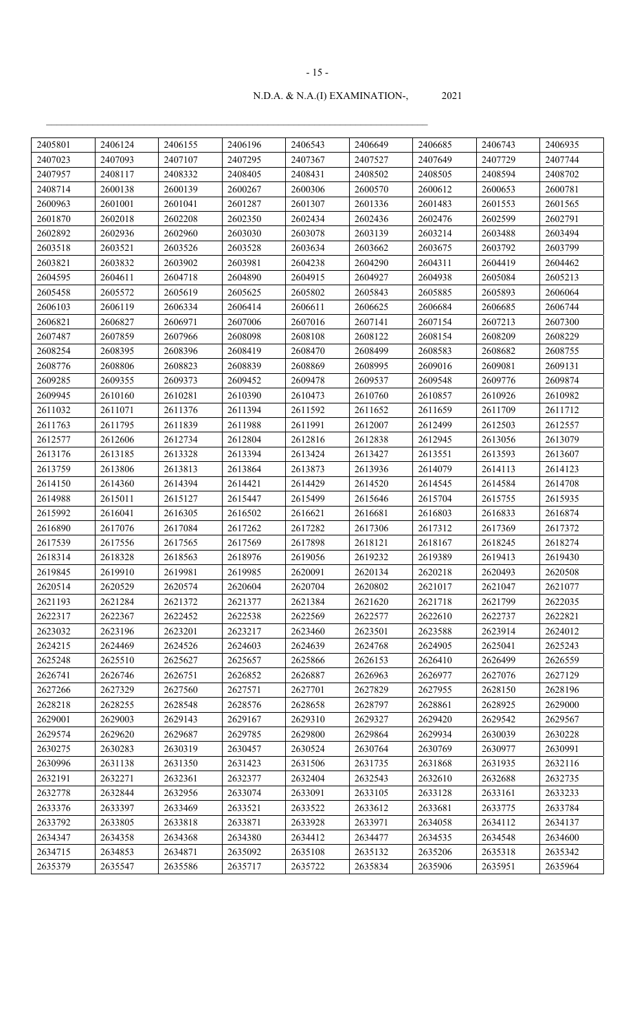N.D.A. & N.A.(I) EXAMINATION-, 2021

| | | | | | | | | |
|---|---|---|---|---|---|---|---|---|
| 2405801 | 2406124 | 2406155 | 2406196 | 2406543 | 2406649 | 2406685 | 2406743 | 2406935 |
| 2407023 | 2407093 | 2407107 | 2407295 | 2407367 | 2407527 | 2407649 | 2407729 | 2407744 |
| 2407957 | 2408117 | 2408332 | 2408405 | 2408431 | 2408502 | 2408505 | 2408594 | 2408702 |
| 2408714 | 2600138 | 2600139 | 2600267 | 2600306 | 2600570 | 2600612 | 2600653 | 2600781 |
| 2600963 | 2601001 | 2601041 | 2601287 | 2601307 | 2601336 | 2601483 | 2601553 | 2601565 |
| 2601870 | 2602018 | 2602208 | 2602350 | 2602434 | 2602436 | 2602476 | 2602599 | 2602791 |
| 2602892 | 2602936 | 2602960 | 2603030 | 2603078 | 2603139 | 2603214 | 2603488 | 2603494 |
| 2603518 | 2603521 | 2603526 | 2603528 | 2603634 | 2603662 | 2603675 | 2603792 | 2603799 |
| 2603821 | 2603832 | 2603902 | 2603981 | 2604238 | 2604290 | 2604311 | 2604419 | 2604462 |
| 2604595 | 2604611 | 2604718 | 2604890 | 2604915 | 2604927 | 2604938 | 2605084 | 2605213 |
| 2605458 | 2605572 | 2605619 | 2605625 | 2605802 | 2605843 | 2605885 | 2605893 | 2606064 |
| 2606103 | 2606119 | 2606334 | 2606414 | 2606611 | 2606625 | 2606684 | 2606685 | 2606744 |
| 2606821 | 2606827 | 2606971 | 2607006 | 2607016 | 2607141 | 2607154 | 2607213 | 2607300 |
| 2607487 | 2607859 | 2607966 | 2608098 | 2608108 | 2608122 | 2608154 | 2608209 | 2608229 |
| 2608254 | 2608395 | 2608396 | 2608419 | 2608470 | 2608499 | 2608583 | 2608682 | 2608755 |
| 2608776 | 2608806 | 2608823 | 2608839 | 2608869 | 2608995 | 2609016 | 2609081 | 2609131 |
| 2609285 | 2609355 | 2609373 | 2609452 | 2609478 | 2609537 | 2609548 | 2609776 | 2609874 |
| 2609945 | 2610160 | 2610281 | 2610390 | 2610473 | 2610760 | 2610857 | 2610926 | 2610982 |
| 2611032 | 2611071 | 2611376 | 2611394 | 2611592 | 2611652 | 2611659 | 2611709 | 2611712 |
| 2611763 | 2611795 | 2611839 | 2611988 | 2611991 | 2612007 | 2612499 | 2612503 | 2612557 |
| 2612577 | 2612606 | 2612734 | 2612804 | 2612816 | 2612838 | 2612945 | 2613056 | 2613079 |
| 2613176 | 2613185 | 2613328 | 2613394 | 2613424 | 2613427 | 2613551 | 2613593 | 2613607 |
| 2613759 | 2613806 | 2613813 | 2613864 | 2613873 | 2613936 | 2614079 | 2614113 | 2614123 |
| 2614150 | 2614360 | 2614394 | 2614421 | 2614429 | 2614520 | 2614545 | 2614584 | 2614708 |
| 2614988 | 2615011 | 2615127 | 2615447 | 2615499 | 2615646 | 2615704 | 2615755 | 2615935 |
| 2615992 | 2616041 | 2616305 | 2616502 | 2616621 | 2616681 | 2616803 | 2616833 | 2616874 |
| 2616890 | 2617076 | 2617084 | 2617262 | 2617282 | 2617306 | 2617312 | 2617369 | 2617372 |
| 2617539 | 2617556 | 2617565 | 2617569 | 2617898 | 2618121 | 2618167 | 2618245 | 2618274 |
| 2618314 | 2618328 | 2618563 | 2618976 | 2619056 | 2619232 | 2619389 | 2619413 | 2619430 |
| 2619845 | 2619910 | 2619981 | 2619985 | 2620091 | 2620134 | 2620218 | 2620493 | 2620508 |
| 2620514 | 2620529 | 2620574 | 2620604 | 2620704 | 2620802 | 2621017 | 2621047 | 2621077 |
| 2621193 | 2621284 | 2621372 | 2621377 | 2621384 | 2621620 | 2621718 | 2621799 | 2622035 |
| 2622317 | 2622367 | 2622452 | 2622538 | 2622569 | 2622577 | 2622610 | 2622737 | 2622821 |
| 2623032 | 2623196 | 2623201 | 2623217 | 2623460 | 2623501 | 2623588 | 2623914 | 2624012 |
| 2624215 | 2624469 | 2624526 | 2624603 | 2624639 | 2624768 | 2624905 | 2625041 | 2625243 |
| 2625248 | 2625510 | 2625627 | 2625657 | 2625866 | 2626153 | 2626410 | 2626499 | 2626559 |
| 2626741 | 2626746 | 2626751 | 2626852 | 2626887 | 2626963 | 2626977 | 2627076 | 2627129 |
| 2627266 | 2627329 | 2627560 | 2627571 | 2627701 | 2627829 | 2627955 | 2628150 | 2628196 |
| 2628218 | 2628255 | 2628548 | 2628576 | 2628658 | 2628797 | 2628861 | 2628925 | 2629000 |
| 2629001 | 2629003 | 2629143 | 2629167 | 2629310 | 2629327 | 2629420 | 2629542 | 2629567 |
| 2629574 | 2629620 | 2629687 | 2629785 | 2629800 | 2629864 | 2629934 | 2630039 | 2630228 |
| 2630275 | 2630283 | 2630319 | 2630457 | 2630524 | 2630764 | 2630769 | 2630977 | 2630991 |
| 2630996 | 2631138 | 2631350 | 2631423 | 2631506 | 2631735 | 2631868 | 2631935 | 2632116 |
| 2632191 | 2632271 | 2632361 | 2632377 | 2632404 | 2632543 | 2632610 | 2632688 | 2632735 |
| 2632778 | 2632844 | 2632956 | 2633074 | 2633091 | 2633105 | 2633128 | 2633161 | 2633233 |
| 2633376 | 2633397 | 2633469 | 2633521 | 2633522 | 2633612 | 2633681 | 2633775 | 2633784 |
| 2633792 | 2633805 | 2633818 | 2633871 | 2633928 | 2633971 | 2634058 | 2634112 | 2634137 |
| 2634347 | 2634358 | 2634368 | 2634380 | 2634412 | 2634477 | 2634535 | 2634548 | 2634600 |
| 2634715 | 2634853 | 2634871 | 2635092 | 2635108 | 2635132 | 2635206 | 2635318 | 2635342 |
| 2635379 | 2635547 | 2635586 | 2635717 | 2635722 | 2635834 | 2635906 | 2635951 | 2635964 |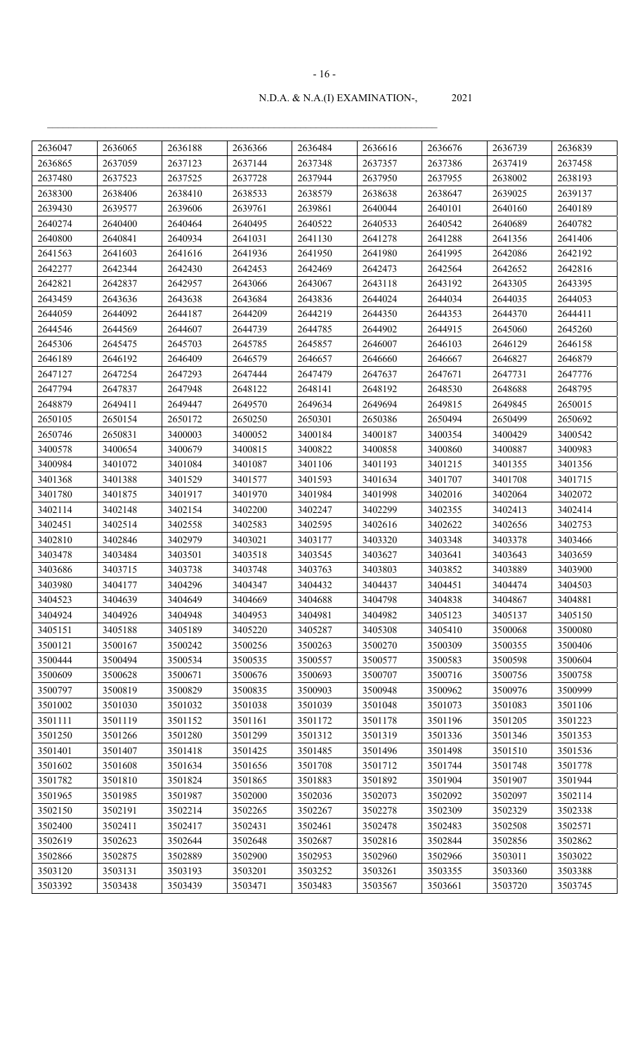N.D.A. & N.A.(I) EXAMINATION-, 2021

| | | | | | | | | |
|---|---|---|---|---|---|---|---|---|
| 2636047 | 2636065 | 2636188 | 2636366 | 2636484 | 2636616 | 2636676 | 2636739 | 2636839 |
| 2636865 | 2637059 | 2637123 | 2637144 | 2637348 | 2637357 | 2637386 | 2637419 | 2637458 |
| 2637480 | 2637523 | 2637525 | 2637728 | 2637944 | 2637950 | 2637955 | 2638002 | 2638193 |
| 2638300 | 2638406 | 2638410 | 2638533 | 2638579 | 2638638 | 2638647 | 2639025 | 2639137 |
| 2639430 | 2639577 | 2639606 | 2639761 | 2639861 | 2640044 | 2640101 | 2640160 | 2640189 |
| 2640274 | 2640400 | 2640464 | 2640495 | 2640522 | 2640533 | 2640542 | 2640689 | 2640782 |
| 2640800 | 2640841 | 2640934 | 2641031 | 2641130 | 2641278 | 2641288 | 2641356 | 2641406 |
| 2641563 | 2641603 | 2641616 | 2641936 | 2641950 | 2641980 | 2641995 | 2642086 | 2642192 |
| 2642277 | 2642344 | 2642430 | 2642453 | 2642469 | 2642473 | 2642564 | 2642652 | 2642816 |
| 2642821 | 2642837 | 2642957 | 2643066 | 2643067 | 2643118 | 2643192 | 2643305 | 2643395 |
| 2643459 | 2643636 | 2643638 | 2643684 | 2643836 | 2644024 | 2644034 | 2644035 | 2644053 |
| 2644059 | 2644092 | 2644187 | 2644209 | 2644219 | 2644350 | 2644353 | 2644370 | 2644411 |
| 2644546 | 2644569 | 2644607 | 2644739 | 2644785 | 2644902 | 2644915 | 2645060 | 2645260 |
| 2645306 | 2645475 | 2645703 | 2645785 | 2645857 | 2646007 | 2646103 | 2646129 | 2646158 |
| 2646189 | 2646192 | 2646409 | 2646579 | 2646657 | 2646660 | 2646667 | 2646827 | 2646879 |
| 2647127 | 2647254 | 2647293 | 2647444 | 2647479 | 2647637 | 2647671 | 2647731 | 2647776 |
| 2647794 | 2647837 | 2647948 | 2648122 | 2648141 | 2648192 | 2648530 | 2648688 | 2648795 |
| 2648879 | 2649411 | 2649447 | 2649570 | 2649634 | 2649694 | 2649815 | 2649845 | 2650015 |
| 2650105 | 2650154 | 2650172 | 2650250 | 2650301 | 2650386 | 2650494 | 2650499 | 2650692 |
| 2650746 | 2650831 | 3400003 | 3400052 | 3400184 | 3400187 | 3400354 | 3400429 | 3400542 |
| 3400578 | 3400654 | 3400679 | 3400815 | 3400822 | 3400858 | 3400860 | 3400887 | 3400983 |
| 3400984 | 3401072 | 3401084 | 3401087 | 3401106 | 3401193 | 3401215 | 3401355 | 3401356 |
| 3401368 | 3401388 | 3401529 | 3401577 | 3401593 | 3401634 | 3401707 | 3401708 | 3401715 |
| 3401780 | 3401875 | 3401917 | 3401970 | 3401984 | 3401998 | 3402016 | 3402064 | 3402072 |
| 3402114 | 3402148 | 3402154 | 3402200 | 3402247 | 3402299 | 3402355 | 3402413 | 3402414 |
| 3402451 | 3402514 | 3402558 | 3402583 | 3402595 | 3402616 | 3402622 | 3402656 | 3402753 |
| 3402810 | 3402846 | 3402979 | 3403021 | 3403177 | 3403320 | 3403348 | 3403378 | 3403466 |
| 3403478 | 3403484 | 3403501 | 3403518 | 3403545 | 3403627 | 3403641 | 3403643 | 3403659 |
| 3403686 | 3403715 | 3403738 | 3403748 | 3403763 | 3403803 | 3403852 | 3403889 | 3403900 |
| 3403980 | 3404177 | 3404296 | 3404347 | 3404432 | 3404437 | 3404451 | 3404474 | 3404503 |
| 3404523 | 3404639 | 3404649 | 3404669 | 3404688 | 3404798 | 3404838 | 3404867 | 3404881 |
| 3404924 | 3404926 | 3404948 | 3404953 | 3404981 | 3404982 | 3405123 | 3405137 | 3405150 |
| 3405151 | 3405188 | 3405189 | 3405220 | 3405287 | 3405308 | 3405410 | 3500068 | 3500080 |
| 3500121 | 3500167 | 3500242 | 3500256 | 3500263 | 3500270 | 3500309 | 3500355 | 3500406 |
| 3500444 | 3500494 | 3500534 | 3500535 | 3500557 | 3500577 | 3500583 | 3500598 | 3500604 |
| 3500609 | 3500628 | 3500671 | 3500676 | 3500693 | 3500707 | 3500716 | 3500756 | 3500758 |
| 3500797 | 3500819 | 3500829 | 3500835 | 3500903 | 3500948 | 3500962 | 3500976 | 3500999 |
| 3501002 | 3501030 | 3501032 | 3501038 | 3501039 | 3501048 | 3501073 | 3501083 | 3501106 |
| 3501111 | 3501119 | 3501152 | 3501161 | 3501172 | 3501178 | 3501196 | 3501205 | 3501223 |
| 3501250 | 3501266 | 3501280 | 3501299 | 3501312 | 3501319 | 3501336 | 3501346 | 3501353 |
| 3501401 | 3501407 | 3501418 | 3501425 | 3501485 | 3501496 | 3501498 | 3501510 | 3501536 |
| 3501602 | 3501608 | 3501634 | 3501656 | 3501708 | 3501712 | 3501744 | 3501748 | 3501778 |
| 3501782 | 3501810 | 3501824 | 3501865 | 3501883 | 3501892 | 3501904 | 3501907 | 3501944 |
| 3501965 | 3501985 | 3501987 | 3502000 | 3502036 | 3502073 | 3502092 | 3502097 | 3502114 |
| 3502150 | 3502191 | 3502214 | 3502265 | 3502267 | 3502278 | 3502309 | 3502329 | 3502338 |
| 3502400 | 3502411 | 3502417 | 3502431 | 3502461 | 3502478 | 3502483 | 3502508 | 3502571 |
| 3502619 | 3502623 | 3502644 | 3502648 | 3502687 | 3502816 | 3502844 | 3502856 | 3502862 |
| 3502866 | 3502875 | 3502889 | 3502900 | 3502953 | 3502960 | 3502966 | 3503011 | 3503022 |
| 3503120 | 3503131 | 3503193 | 3503201 | 3503252 | 3503261 | 3503355 | 3503360 | 3503388 |
| 3503392 | 3503438 | 3503439 | 3503471 | 3503483 | 3503567 | 3503661 | 3503720 | 3503745 |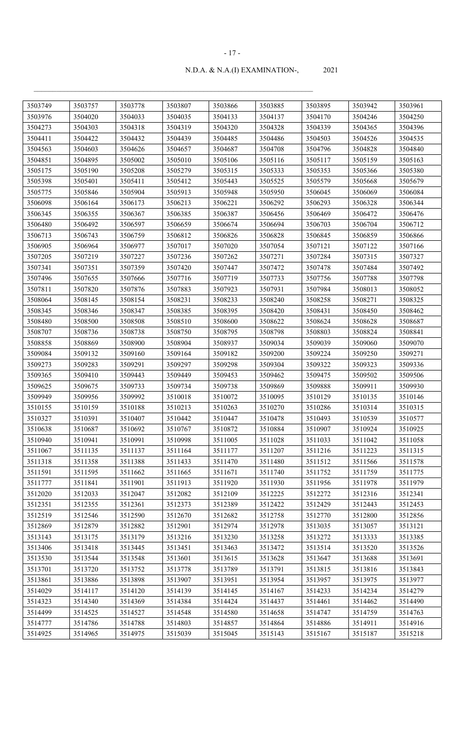| 3503749 | 3503757 | 3503778 | 3503807 | 3503866 | 3503885 | 3503895 | 3503942 | 3503961 |
|---|---|---|---|---|---|---|---|---|
| 3503976 | 3504020 | 3504033 | 3504035 | 3504133 | 3504137 | 3504170 | 3504246 | 3504250 |
| 3504273 | 3504303 | 3504318 | 3504319 | 3504320 | 3504328 | 3504339 | 3504365 | 3504396 |
| 3504411 | 3504422 | 3504432 | 3504439 | 3504485 | 3504486 | 3504503 | 3504526 | 3504535 |
| 3504563 | 3504603 | 3504626 | 3504657 | 3504687 | 3504708 | 3504796 | 3504828 | 3504840 |
| 3504851 | 3504895 | 3505002 | 3505010 | 3505106 | 3505116 | 3505117 | 3505159 | 3505163 |
| 3505175 | 3505190 | 3505208 | 3505279 | 3505315 | 3505333 | 3505353 | 3505366 | 3505380 |
| 3505398 | 3505401 | 3505411 | 3505412 | 3505443 | 3505525 | 3505579 | 3505668 | 3505679 |
| 3505775 | 3505846 | 3505904 | 3505913 | 3505948 | 3505950 | 3506045 | 3506069 | 3506084 |
| 3506098 | 3506164 | 3506173 | 3506213 | 3506221 | 3506292 | 3506293 | 3506328 | 3506344 |
| 3506345 | 3506355 | 3506367 | 3506385 | 3506387 | 3506456 | 3506469 | 3506472 | 3506476 |
| 3506480 | 3506492 | 3506597 | 3506659 | 3506674 | 3506694 | 3506703 | 3506704 | 3506712 |
| 3506713 | 3506743 | 3506759 | 3506812 | 3506826 | 3506828 | 3506845 | 3506859 | 3506866 |
| 3506905 | 3506964 | 3506977 | 3507017 | 3507020 | 3507054 | 3507121 | 3507122 | 3507166 |
| 3507205 | 3507219 | 3507227 | 3507236 | 3507262 | 3507271 | 3507284 | 3507315 | 3507327 |
| 3507341 | 3507351 | 3507359 | 3507420 | 3507447 | 3507472 | 3507478 | 3507484 | 3507492 |
| 3507496 | 3507655 | 3507666 | 3507716 | 3507719 | 3507733 | 3507756 | 3507788 | 3507798 |
| 3507811 | 3507820 | 3507876 | 3507883 | 3507923 | 3507931 | 3507984 | 3508013 | 3508052 |
| 3508064 | 3508145 | 3508154 | 3508231 | 3508233 | 3508240 | 3508258 | 3508271 | 3508325 |
| 3508345 | 3508346 | 3508347 | 3508385 | 3508395 | 3508420 | 3508431 | 3508450 | 3508462 |
| 3508480 | 3508500 | 3508508 | 3508510 | 3508600 | 3508622 | 3508624 | 3508628 | 3508687 |
| 3508707 | 3508736 | 3508738 | 3508750 | 3508795 | 3508798 | 3508803 | 3508824 | 3508841 |
| 3508858 | 3508869 | 3508900 | 3508904 | 3508937 | 3509034 | 3509039 | 3509060 | 3509070 |
| 3509084 | 3509132 | 3509160 | 3509164 | 3509182 | 3509200 | 3509224 | 3509250 | 3509271 |
| 3509273 | 3509283 | 3509291 | 3509297 | 3509298 | 3509304 | 3509322 | 3509323 | 3509336 |
| 3509365 | 3509410 | 3509443 | 3509449 | 3509453 | 3509462 | 3509475 | 3509502 | 3509506 |
| 3509625 | 3509675 | 3509733 | 3509734 | 3509738 | 3509869 | 3509888 | 3509911 | 3509930 |
| 3509949 | 3509956 | 3509992 | 3510018 | 3510072 | 3510095 | 3510129 | 3510135 | 3510146 |
| 3510155 | 3510159 | 3510188 | 3510213 | 3510263 | 3510270 | 3510286 | 3510314 | 3510315 |
| 3510327 | 3510391 | 3510407 | 3510442 | 3510447 | 3510478 | 3510493 | 3510539 | 3510577 |
| 3510638 | 3510687 | 3510692 | 3510767 | 3510872 | 3510884 | 3510907 | 3510924 | 3510925 |
| 3510940 | 3510941 | 3510991 | 3510998 | 3511005 | 3511028 | 3511033 | 3511042 | 3511058 |
| 3511067 | 3511135 | 3511137 | 3511164 | 3511177 | 3511207 | 3511216 | 3511223 | 3511315 |
| 3511318 | 3511358 | 3511388 | 3511433 | 3511470 | 3511480 | 3511512 | 3511566 | 3511578 |
| 3511591 | 3511595 | 3511662 | 3511665 | 3511671 | 3511740 | 3511752 | 3511759 | 3511775 |
| 3511777 | 3511841 | 3511901 | 3511913 | 3511920 | 3511930 | 3511956 | 3511978 | 3511979 |
| 3512020 | 3512033 | 3512047 | 3512082 | 3512109 | 3512225 | 3512272 | 3512316 | 3512341 |
| 3512351 | 3512355 | 3512361 | 3512373 | 3512389 | 3512422 | 3512429 | 3512443 | 3512453 |
| 3512519 | 3512546 | 3512590 | 3512670 | 3512682 | 3512758 | 3512770 | 3512800 | 3512856 |
| 3512869 | 3512879 | 3512882 | 3512901 | 3512974 | 3512978 | 3513035 | 3513057 | 3513121 |
| 3513143 | 3513175 | 3513179 | 3513216 | 3513230 | 3513258 | 3513272 | 3513333 | 3513385 |
| 3513406 | 3513418 | 3513445 | 3513451 | 3513463 | 3513472 | 3513514 | 3513520 | 3513526 |
| 3513530 | 3513544 | 3513548 | 3513601 | 3513615 | 3513628 | 3513647 | 3513688 | 3513691 |
| 3513701 | 3513720 | 3513752 | 3513778 | 3513789 | 3513791 | 3513815 | 3513816 | 3513843 |
| 3513861 | 3513886 | 3513898 | 3513907 | 3513951 | 3513954 | 3513957 | 3513975 | 3513977 |
| 3514029 | 3514117 | 3514120 | 3514139 | 3514145 | 3514167 | 3514233 | 3514234 | 3514279 |
| 3514323 | 3514340 | 3514369 | 3514384 | 3514424 | 3514437 | 3514461 | 3514462 | 3514490 |
| 3514499 | 3514525 | 3514527 | 3514548 | 3514580 | 3514658 | 3514747 | 3514759 | 3514763 |
| 3514777 | 3514786 | 3514788 | 3514803 | 3514857 | 3514864 | 3514886 | 3514911 | 3514916 |
| 3514925 | 3514965 | 3514975 | 3515039 | 3515045 | 3515143 | 3515167 | 3515187 | 3515218 |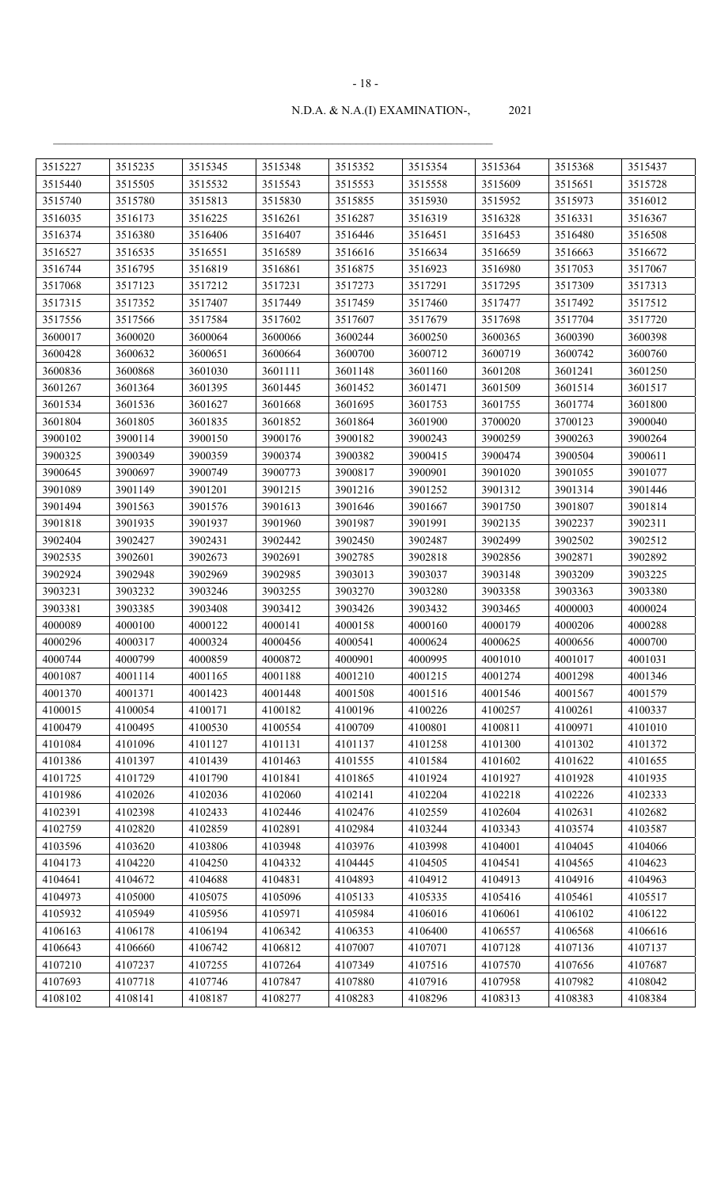N.D.A. & N.A.(I) EXAMINATION-, 2021

| 3515227 | 3515235 | 3515345 | 3515348 | 3515352 | 3515354 | 3515364 | 3515368 | 3515437 |
|---|---|---|---|---|---|---|---|---|
| 3515440 | 3515505 | 3515532 | 3515543 | 3515553 | 3515558 | 3515609 | 3515651 | 3515728 |
| 3515740 | 3515780 | 3515813 | 3515830 | 3515855 | 3515930 | 3515952 | 3515973 | 3516012 |
| 3516035 | 3516173 | 3516225 | 3516261 | 3516287 | 3516319 | 3516328 | 3516331 | 3516367 |
| 3516374 | 3516380 | 3516406 | 3516407 | 3516446 | 3516451 | 3516453 | 3516480 | 3516508 |
| 3516527 | 3516535 | 3516551 | 3516589 | 3516616 | 3516634 | 3516659 | 3516663 | 3516672 |
| 3516744 | 3516795 | 3516819 | 3516861 | 3516875 | 3516923 | 3516980 | 3517053 | 3517067 |
| 3517068 | 3517123 | 3517212 | 3517231 | 3517273 | 3517291 | 3517295 | 3517309 | 3517313 |
| 3517315 | 3517352 | 3517407 | 3517449 | 3517459 | 3517460 | 3517477 | 3517492 | 3517512 |
| 3517556 | 3517566 | 3517584 | 3517602 | 3517607 | 3517679 | 3517698 | 3517704 | 3517720 |
| 3600017 | 3600020 | 3600064 | 3600066 | 3600244 | 3600250 | 3600365 | 3600390 | 3600398 |
| 3600428 | 3600632 | 3600651 | 3600664 | 3600700 | 3600712 | 3600719 | 3600742 | 3600760 |
| 3600836 | 3600868 | 3601030 | 3601111 | 3601148 | 3601160 | 3601208 | 3601241 | 3601250 |
| 3601267 | 3601364 | 3601395 | 3601445 | 3601452 | 3601471 | 3601509 | 3601514 | 3601517 |
| 3601534 | 3601536 | 3601627 | 3601668 | 3601695 | 3601753 | 3601755 | 3601774 | 3601800 |
| 3601804 | 3601805 | 3601835 | 3601852 | 3601864 | 3601900 | 3700020 | 3700123 | 3900040 |
| 3900102 | 3900114 | 3900150 | 3900176 | 3900182 | 3900243 | 3900259 | 3900263 | 3900264 |
| 3900325 | 3900349 | 3900359 | 3900374 | 3900382 | 3900415 | 3900474 | 3900504 | 3900611 |
| 3900645 | 3900697 | 3900749 | 3900773 | 3900817 | 3900901 | 3901020 | 3901055 | 3901077 |
| 3901089 | 3901149 | 3901201 | 3901215 | 3901216 | 3901252 | 3901312 | 3901314 | 3901446 |
| 3901494 | 3901563 | 3901576 | 3901613 | 3901646 | 3901667 | 3901750 | 3901807 | 3901814 |
| 3901818 | 3901935 | 3901937 | 3901960 | 3901987 | 3901991 | 3902135 | 3902237 | 3902311 |
| 3902404 | 3902427 | 3902431 | 3902442 | 3902450 | 3902487 | 3902499 | 3902502 | 3902512 |
| 3902535 | 3902601 | 3902673 | 3902691 | 3902785 | 3902818 | 3902856 | 3902871 | 3902892 |
| 3902924 | 3902948 | 3902969 | 3902985 | 3903013 | 3903037 | 3903148 | 3903209 | 3903225 |
| 3903231 | 3903232 | 3903246 | 3903255 | 3903270 | 3903280 | 3903358 | 3903363 | 3903380 |
| 3903381 | 3903385 | 3903408 | 3903412 | 3903426 | 3903432 | 3903465 | 4000003 | 4000024 |
| 4000089 | 4000100 | 4000122 | 4000141 | 4000158 | 4000160 | 4000179 | 4000206 | 4000288 |
| 4000296 | 4000317 | 4000324 | 4000456 | 4000541 | 4000624 | 4000625 | 4000656 | 4000700 |
| 4000744 | 4000799 | 4000859 | 4000872 | 4000901 | 4000995 | 4001010 | 4001017 | 4001031 |
| 4001087 | 4001114 | 4001165 | 4001188 | 4001210 | 4001215 | 4001274 | 4001298 | 4001346 |
| 4001370 | 4001371 | 4001423 | 4001448 | 4001508 | 4001516 | 4001546 | 4001567 | 4001579 |
| 4100015 | 4100054 | 4100171 | 4100182 | 4100196 | 4100226 | 4100257 | 4100261 | 4100337 |
| 4100479 | 4100495 | 4100530 | 4100554 | 4100709 | 4100801 | 4100811 | 4100971 | 4101010 |
| 4101084 | 4101096 | 4101127 | 4101131 | 4101137 | 4101258 | 4101300 | 4101302 | 4101372 |
| 4101386 | 4101397 | 4101439 | 4101463 | 4101555 | 4101584 | 4101602 | 4101622 | 4101655 |
| 4101725 | 4101729 | 4101790 | 4101841 | 4101865 | 4101924 | 4101927 | 4101928 | 4101935 |
| 4101986 | 4102026 | 4102036 | 4102060 | 4102141 | 4102204 | 4102218 | 4102226 | 4102333 |
| 4102391 | 4102398 | 4102433 | 4102446 | 4102476 | 4102559 | 4102604 | 4102631 | 4102682 |
| 4102759 | 4102820 | 4102859 | 4102891 | 4102984 | 4103244 | 4103343 | 4103574 | 4103587 |
| 4103596 | 4103620 | 4103806 | 4103948 | 4103976 | 4103998 | 4104001 | 4104045 | 4104066 |
| 4104173 | 4104220 | 4104250 | 4104332 | 4104445 | 4104505 | 4104541 | 4104565 | 4104623 |
| 4104641 | 4104672 | 4104688 | 4104831 | 4104893 | 4104912 | 4104913 | 4104916 | 4104963 |
| 4104973 | 4105000 | 4105075 | 4105096 | 4105133 | 4105335 | 4105416 | 4105461 | 4105517 |
| 4105932 | 4105949 | 4105956 | 4105971 | 4105984 | 4106016 | 4106061 | 4106102 | 4106122 |
| 4106163 | 4106178 | 4106194 | 4106342 | 4106353 | 4106400 | 4106557 | 4106568 | 4106616 |
| 4106643 | 4106660 | 4106742 | 4106812 | 4107007 | 4107071 | 4107128 | 4107136 | 4107137 |
| 4107210 | 4107237 | 4107255 | 4107264 | 4107349 | 4107516 | 4107570 | 4107656 | 4107687 |
| 4107693 | 4107718 | 4107746 | 4107847 | 4107880 | 4107916 | 4107958 | 4107982 | 4108042 |
| 4108102 | 4108141 | 4108187 | 4108277 | 4108283 | 4108296 | 4108313 | 4108383 | 4108384 |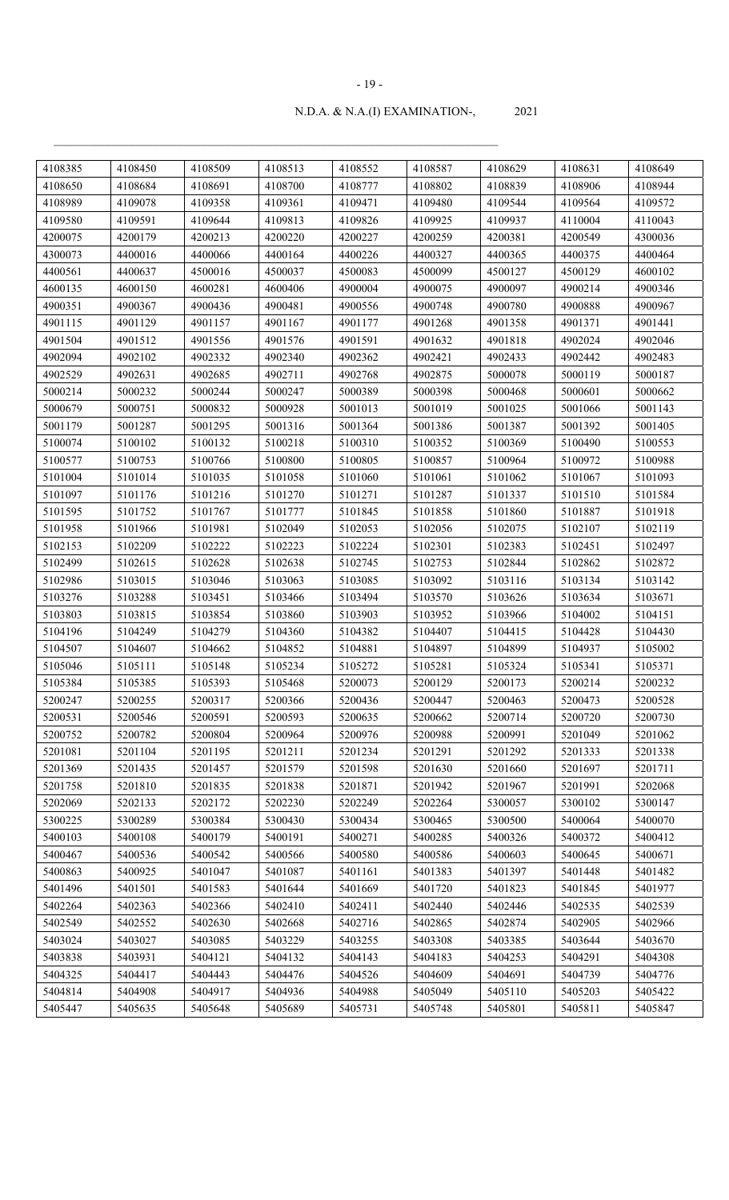N.D.A. & N.A.(I) EXAMINATION-, 2021

| | | | | | | | | |
|---|---|---|---|---|---|---|---|---|
| 4108385 | 4108450 | 4108509 | 4108513 | 4108552 | 4108587 | 4108629 | 4108631 | 4108649 |
| 4108650 | 4108684 | 4108691 | 4108700 | 4108777 | 4108802 | 4108839 | 4108906 | 4108944 |
| 4108989 | 4109078 | 4109358 | 4109361 | 4109471 | 4109480 | 4109544 | 4109564 | 4109572 |
| 4109580 | 4109591 | 4109644 | 4109813 | 4109826 | 4109925 | 4109937 | 4110004 | 4110043 |
| 4200075 | 4200179 | 4200213 | 4200220 | 4200227 | 4200259 | 4200381 | 4200549 | 4300036 |
| 4300073 | 4400016 | 4400066 | 4400164 | 4400226 | 4400327 | 4400365 | 4400375 | 4400464 |
| 4400561 | 4400637 | 4500016 | 4500037 | 4500083 | 4500099 | 4500127 | 4500129 | 4600102 |
| 4600135 | 4600150 | 4600281 | 4600406 | 4900004 | 4900075 | 4900097 | 4900214 | 4900346 |
| 4900351 | 4900367 | 4900436 | 4900481 | 4900556 | 4900748 | 4900780 | 4900888 | 4900967 |
| 4901115 | 4901129 | 4901157 | 4901167 | 4901177 | 4901268 | 4901358 | 4901371 | 4901441 |
| 4901504 | 4901512 | 4901556 | 4901576 | 4901591 | 4901632 | 4901818 | 4902024 | 4902046 |
| 4902094 | 4902102 | 4902332 | 4902340 | 4902362 | 4902421 | 4902433 | 4902442 | 4902483 |
| 4902529 | 4902631 | 4902685 | 4902711 | 4902768 | 4902875 | 5000078 | 5000119 | 5000187 |
| 5000214 | 5000232 | 5000244 | 5000247 | 5000389 | 5000398 | 5000468 | 5000601 | 5000662 |
| 5000679 | 5000751 | 5000832 | 5000928 | 5001013 | 5001019 | 5001025 | 5001066 | 5001143 |
| 5001179 | 5001287 | 5001295 | 5001316 | 5001364 | 5001386 | 5001387 | 5001392 | 5001405 |
| 5100074 | 5100102 | 5100132 | 5100218 | 5100310 | 5100352 | 5100369 | 5100490 | 5100553 |
| 5100577 | 5100753 | 5100766 | 5100800 | 5100805 | 5100857 | 5100964 | 5100972 | 5100988 |
| 5101004 | 5101014 | 5101035 | 5101058 | 5101060 | 5101061 | 5101062 | 5101067 | 5101093 |
| 5101097 | 5101176 | 5101216 | 5101270 | 5101271 | 5101287 | 5101337 | 5101510 | 5101584 |
| 5101595 | 5101752 | 5101767 | 5101777 | 5101845 | 5101858 | 5101860 | 5101887 | 5101918 |
| 5101958 | 5101966 | 5101981 | 5102049 | 5102053 | 5102056 | 5102075 | 5102107 | 5102119 |
| 5102153 | 5102209 | 5102222 | 5102223 | 5102224 | 5102301 | 5102383 | 5102451 | 5102497 |
| 5102499 | 5102615 | 5102628 | 5102638 | 5102745 | 5102753 | 5102844 | 5102862 | 5102872 |
| 5102986 | 5103015 | 5103046 | 5103063 | 5103085 | 5103092 | 5103116 | 5103134 | 5103142 |
| 5103276 | 5103288 | 5103451 | 5103466 | 5103494 | 5103570 | 5103626 | 5103634 | 5103671 |
| 5103803 | 5103815 | 5103854 | 5103860 | 5103903 | 5103952 | 5103966 | 5104002 | 5104151 |
| 5104196 | 5104249 | 5104279 | 5104360 | 5104382 | 5104407 | 5104415 | 5104428 | 5104430 |
| 5104507 | 5104607 | 5104662 | 5104852 | 5104881 | 5104897 | 5104899 | 5104937 | 5105002 |
| 5105046 | 5105111 | 5105148 | 5105234 | 5105272 | 5105281 | 5105324 | 5105341 | 5105371 |
| 5105384 | 5105385 | 5105393 | 5105468 | 5200073 | 5200129 | 5200173 | 5200214 | 5200232 |
| 5200247 | 5200255 | 5200317 | 5200366 | 5200436 | 5200447 | 5200463 | 5200473 | 5200528 |
| 5200531 | 5200546 | 5200591 | 5200593 | 5200635 | 5200662 | 5200714 | 5200720 | 5200730 |
| 5200752 | 5200782 | 5200804 | 5200964 | 5200976 | 5200988 | 5200991 | 5201049 | 5201062 |
| 5201081 | 5201104 | 5201195 | 5201211 | 5201234 | 5201291 | 5201292 | 5201333 | 5201338 |
| 5201369 | 5201435 | 5201457 | 5201579 | 5201598 | 5201630 | 5201660 | 5201697 | 5201711 |
| 5201758 | 5201810 | 5201835 | 5201838 | 5201871 | 5201942 | 5201967 | 5201991 | 5202068 |
| 5202069 | 5202133 | 5202172 | 5202230 | 5202249 | 5202264 | 5300057 | 5300102 | 5300147 |
| 5300225 | 5300289 | 5300384 | 5300430 | 5300434 | 5300465 | 5300500 | 5400064 | 5400070 |
| 5400103 | 5400108 | 5400179 | 5400191 | 5400271 | 5400285 | 5400326 | 5400372 | 5400412 |
| 5400467 | 5400536 | 5400542 | 5400566 | 5400580 | 5400586 | 5400603 | 5400645 | 5400671 |
| 5400863 | 5400925 | 5401047 | 5401087 | 5401161 | 5401383 | 5401397 | 5401448 | 5401482 |
| 5401496 | 5401501 | 5401583 | 5401644 | 5401669 | 5401720 | 5401823 | 5401845 | 5401977 |
| 5402264 | 5402363 | 5402366 | 5402410 | 5402411 | 5402440 | 5402446 | 5402535 | 5402539 |
| 5402549 | 5402552 | 5402630 | 5402668 | 5402716 | 5402865 | 5402874 | 5402905 | 5402966 |
| 5403024 | 5403027 | 5403085 | 5403229 | 5403255 | 5403308 | 5403385 | 5403644 | 5403670 |
| 5403838 | 5403931 | 5404121 | 5404132 | 5404143 | 5404183 | 5404253 | 5404291 | 5404308 |
| 5404325 | 5404417 | 5404443 | 5404476 | 5404526 | 5404609 | 5404691 | 5404739 | 5404776 |
| 5404814 | 5404908 | 5404917 | 5404936 | 5404988 | 5405049 | 5405110 | 5405203 | 5405422 |
| 5405447 | 5405635 | 5405648 | 5405689 | 5405731 | 5405748 | 5405801 | 5405811 | 5405847 |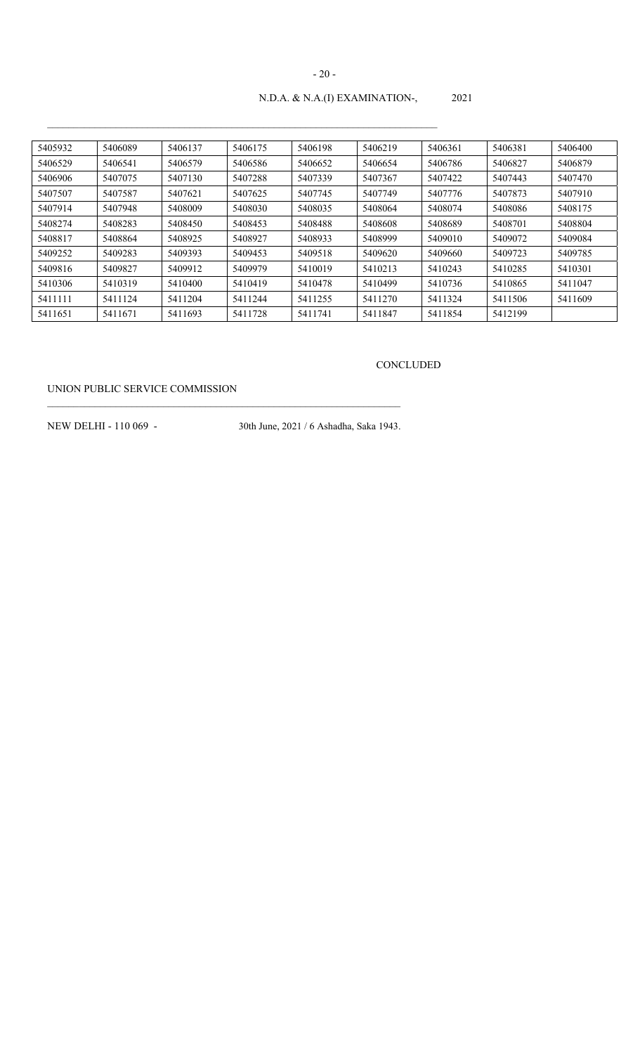| | | | | | | | | |
|---|---|---|---|---|---|---|---|---|
| 5405932 | 5406089 | 5406137 | 5406175 | 5406198 | 5406219 | 5406361 | 5406381 | 5406400 |
| 5406529 | 5406541 | 5406579 | 5406586 | 5406652 | 5406654 | 5406786 | 5406827 | 5406879 |
| 5406906 | 5407075 | 5407130 | 5407288 | 5407339 | 5407367 | 5407422 | 5407443 | 5407470 |
| 5407507 | 5407587 | 5407621 | 5407625 | 5407745 | 5407749 | 5407776 | 5407873 | 5407910 |
| 5407914 | 5407948 | 5408009 | 5408030 | 5408035 | 5408064 | 5408074 | 5408086 | 5408175 |
| 5408274 | 5408283 | 5408450 | 5408453 | 5408488 | 5408608 | 5408689 | 5408701 | 5408804 |
| 5408817 | 5408864 | 5408925 | 5408927 | 5408933 | 5408999 | 5409010 | 5409072 | 5409084 |
| 5409252 | 5409283 | 5409393 | 5409453 | 5409518 | 5409620 | 5409660 | 5409723 | 5409785 |
| 5409816 | 5409827 | 5409912 | 5409979 | 5410019 | 5410213 | 5410243 | 5410285 | 5410301 |
| 5410306 | 5410319 | 5410400 | 5410419 | 5410478 | 5410499 | 5410736 | 5410865 | 5411047 |
| 5411111 | 5411124 | 5411204 | 5411244 | 5411255 | 5411270 | 5411324 | 5411506 | 5411609 |
| 5411651 | 5411671 | 5411693 | 5411728 | 5411741 | 5411847 | 5411854 | 5412199 | |

CONCLUDED

UNION PUBLIC SERVICE COMMISSION

NEW DELHI - 110 069 - 30th June, 2021 / 6 Ashadha, Saka 1943.